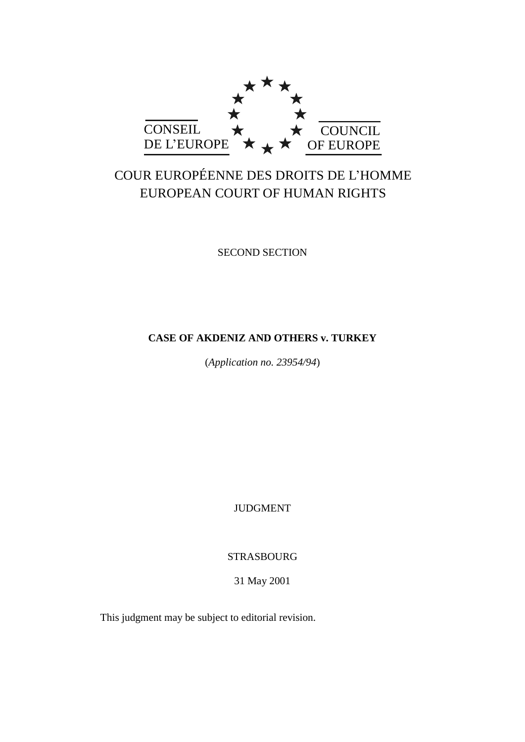CONSEIL DE L'EUROPE

COUNCIL OF EUROPE

COUR EUROPÉENNE DES DROITS DE L'HOMME
EUROPEAN COURT OF HUMAN RIGHTS

SECOND SECTION

**CASE OF AKDENIZ AND OTHERS v. TURKEY**

(*Application no. 23954/94*)

JUDGMENT

STRASBOURG

31 May 2001

This judgment may be subject to editorial revision.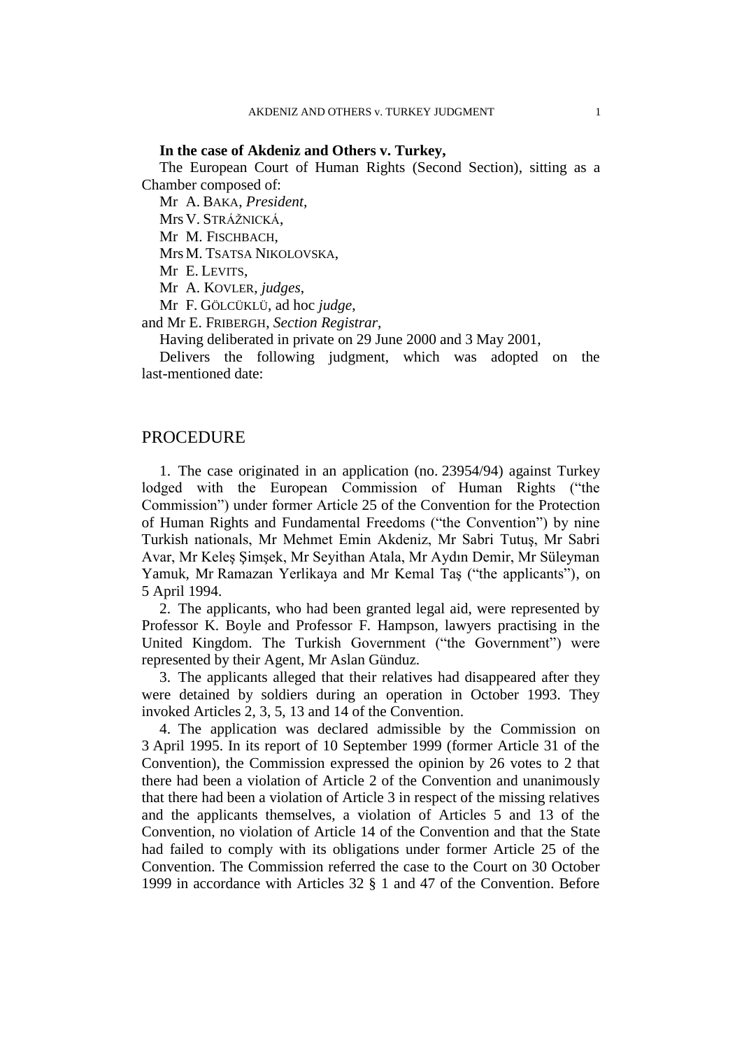**In the case of Akdeniz and Others v. Turkey,**

The European Court of Human Rights (Second Section), sitting as a Chamber composed of:

Mr A. BAKA, *President*,
Mrs V. STRÁŽNICKÁ,
Mr M. FISCHBACH,
Mrs M. TSATSA NIKOLOVSKA,
Mr E. LEVITS,
Mr A. KOVLER, *judges*,
Mr F. GÖLCÜKLÜ, ad hoc *judge*,
and Mr E. FRIBERGH, *Section Registrar*,

Having deliberated in private on 29 June 2000 and 3 May 2001,

Delivers the following judgment, which was adopted on the last-mentioned date:

# PROCEDURE

1. The case originated in an application (no. 23954/94) against Turkey lodged with the European Commission of Human Rights ("the Commission") under former Article 25 of the Convention for the Protection of Human Rights and Fundamental Freedoms ("the Convention") by nine Turkish nationals, Mr Mehmet Emin Akdeniz, Mr Sabri Tutuş, Mr Sabri Avar, Mr Keleş Şimşek, Mr Seyithan Atala, Mr Aydın Demir, Mr Süleyman Yamuk, Mr Ramazan Yerlikaya and Mr Kemal Taş ("the applicants"), on 5 April 1994.

2. The applicants, who had been granted legal aid, were represented by Professor K. Boyle and Professor F. Hampson, lawyers practising in the United Kingdom. The Turkish Government ("the Government") were represented by their Agent, Mr Aslan Günduz.

3. The applicants alleged that their relatives had disappeared after they were detained by soldiers during an operation in October 1993. They invoked Articles 2, 3, 5, 13 and 14 of the Convention.

4. The application was declared admissible by the Commission on 3 April 1995. In its report of 10 September 1999 (former Article 31 of the Convention), the Commission expressed the opinion by 26 votes to 2 that there had been a violation of Article 2 of the Convention and unanimously that there had been a violation of Article 3 in respect of the missing relatives and the applicants themselves, a violation of Articles 5 and 13 of the Convention, no violation of Article 14 of the Convention and that the State had failed to comply with its obligations under former Article 25 of the Convention. The Commission referred the case to the Court on 30 October 1999 in accordance with Articles 32 § 1 and 47 of the Convention. Before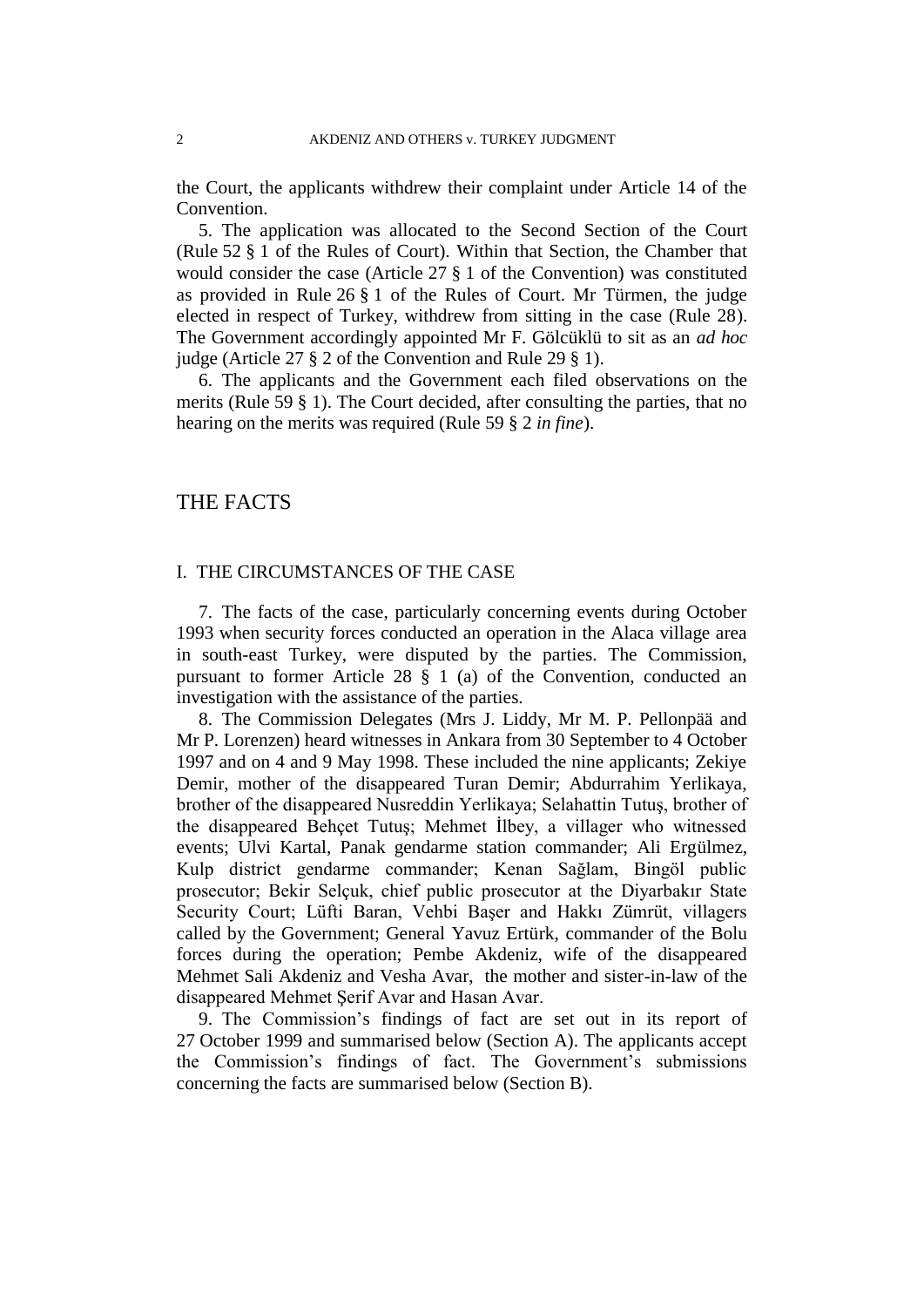the Court, the applicants withdrew their complaint under Article 14 of the Convention.

5. The application was allocated to the Second Section of the Court (Rule 52 § 1 of the Rules of Court). Within that Section, the Chamber that would consider the case (Article 27 § 1 of the Convention) was constituted as provided in Rule 26 § 1 of the Rules of Court. Mr Türmen, the judge elected in respect of Turkey, withdrew from sitting in the case (Rule 28). The Government accordingly appointed Mr F. Gölcüklü to sit as an *ad hoc* judge (Article 27 § 2 of the Convention and Rule 29 § 1).

6. The applicants and the Government each filed observations on the merits (Rule 59 § 1). The Court decided, after consulting the parties, that no hearing on the merits was required (Rule 59 § 2 *in fine*).

## THE FACTS

### I. THE CIRCUMSTANCES OF THE CASE

7. The facts of the case, particularly concerning events during October 1993 when security forces conducted an operation in the Alaca village area in south-east Turkey, were disputed by the parties. The Commission, pursuant to former Article 28 § 1 (a) of the Convention, conducted an investigation with the assistance of the parties.

8. The Commission Delegates (Mrs J. Liddy, Mr M. P. Pellonpää and Mr P. Lorenzen) heard witnesses in Ankara from 30 September to 4 October 1997 and on 4 and 9 May 1998. These included the nine applicants; Zekiye Demir, mother of the disappeared Turan Demir; Abdurrahim Yerlikaya, brother of the disappeared Nusreddin Yerlikaya; Selahattin Tutuş, brother of the disappeared Behçet Tutuş; Mehmet İlbey, a villager who witnessed events; Ulvi Kartal, Panak gendarme station commander; Ali Ergülmez, Kulp district gendarme commander; Kenan Sağlam, Bingöl public prosecutor; Bekir Selçuk, chief public prosecutor at the Diyarbakır State Security Court; Lüfti Baran, Vehbi Başer and Hakkı Zümrüt, villagers called by the Government; General Yavuz Ertürk, commander of the Bolu forces during the operation; Pembe Akdeniz, wife of the disappeared Mehmet Sali Akdeniz and Vesha Avar, the mother and sister-in-law of the disappeared Mehmet Şerif Avar and Hasan Avar.

9. The Commission's findings of fact are set out in its report of 27 October 1999 and summarised below (Section A). The applicants accept the Commission's findings of fact. The Government's submissions concerning the facts are summarised below (Section B).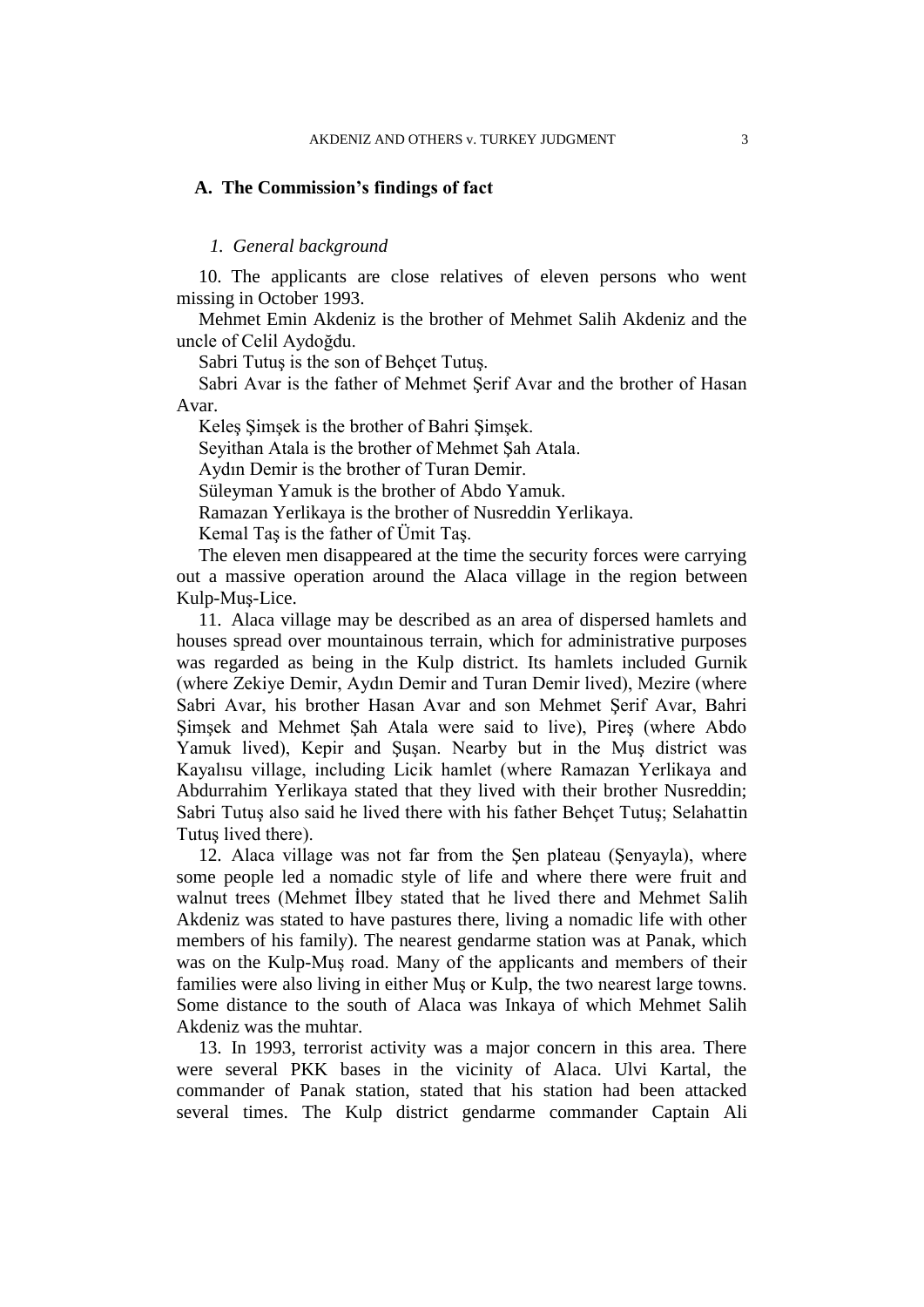### A. The Commission's findings of fact

#### *1. General background*

10. The applicants are close relatives of eleven persons who went missing in October 1993.

Mehmet Emin Akdeniz is the brother of Mehmet Salih Akdeniz and the uncle of Celil Aydoğdu.

Sabri Tutuş is the son of Behçet Tutuş.

Sabri Avar is the father of Mehmet Şerif Avar and the brother of Hasan Avar.

Keleş Şimşek is the brother of Bahri Şimşek.

Seyithan Atala is the brother of Mehmet Şah Atala.

Aydın Demir is the brother of Turan Demir.

Süleyman Yamuk is the brother of Abdo Yamuk.

Ramazan Yerlikaya is the brother of Nusreddin Yerlikaya.

Kemal Taş is the father of Ümit Taş.

The eleven men disappeared at the time the security forces were carrying out a massive operation around the Alaca village in the region between Kulp-Muş-Lice.

11. Alaca village may be described as an area of dispersed hamlets and houses spread over mountainous terrain, which for administrative purposes was regarded as being in the Kulp district. Its hamlets included Gurnik (where Zekiye Demir, Aydın Demir and Turan Demir lived), Mezire (where Sabri Avar, his brother Hasan Avar and son Mehmet Şerif Avar, Bahri Şimşek and Mehmet Şah Atala were said to live), Pireş (where Abdo Yamuk lived), Kepir and Şuşan. Nearby but in the Muş district was Kayalısu village, including Licik hamlet (where Ramazan Yerlikaya and Abdurrahim Yerlikaya stated that they lived with their brother Nusreddin; Sabri Tutuş also said he lived there with his father Behçet Tutuş; Selahattin Tutuş lived there).

12. Alaca village was not far from the Şen plateau (Şenyayla), where some people led a nomadic style of life and where there were fruit and walnut trees (Mehmet İlbey stated that he lived there and Mehmet Salih Akdeniz was stated to have pastures there, living a nomadic life with other members of his family). The nearest gendarme station was at Panak, which was on the Kulp-Muş road. Many of the applicants and members of their families were also living in either Muş or Kulp, the two nearest large towns. Some distance to the south of Alaca was Inkaya of which Mehmet Salih Akdeniz was the muhtar.

13. In 1993, terrorist activity was a major concern in this area. There were several PKK bases in the vicinity of Alaca. Ulvi Kartal, the commander of Panak station, stated that his station had been attacked several times. The Kulp district gendarme commander Captain Ali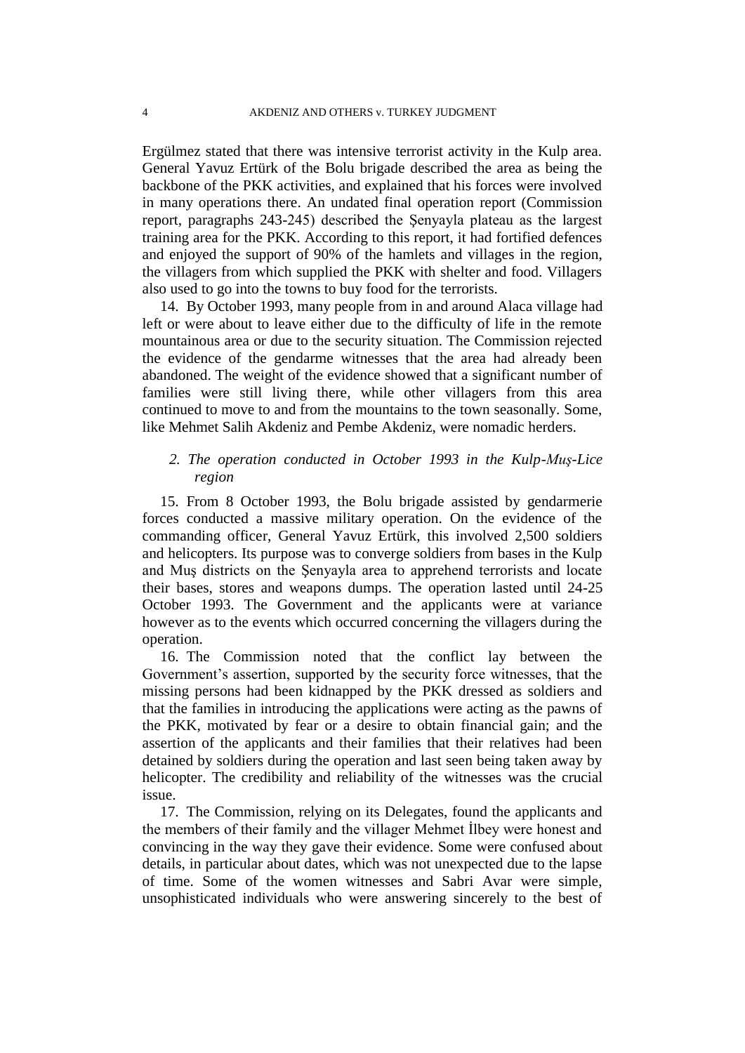Ergülmez stated that there was intensive terrorist activity in the Kulp area. General Yavuz Ertürk of the Bolu brigade described the area as being the backbone of the PKK activities, and explained that his forces were involved in many operations there. An undated final operation report (Commission report, paragraphs 243-245) described the Şenyayla plateau as the largest training area for the PKK. According to this report, it had fortified defences and enjoyed the support of 90% of the hamlets and villages in the region, the villagers from which supplied the PKK with shelter and food. Villagers also used to go into the towns to buy food for the terrorists.

14. By October 1993, many people from in and around Alaca village had left or were about to leave either due to the difficulty of life in the remote mountainous area or due to the security situation. The Commission rejected the evidence of the gendarme witnesses that the area had already been abandoned. The weight of the evidence showed that a significant number of families were still living there, while other villagers from this area continued to move to and from the mountains to the town seasonally. Some, like Mehmet Salih Akdeniz and Pembe Akdeniz, were nomadic herders.

### *2. The operation conducted in October 1993 in the Kulp-Muş-Lice region*

15. From 8 October 1993, the Bolu brigade assisted by gendarmerie forces conducted a massive military operation. On the evidence of the commanding officer, General Yavuz Ertürk, this involved 2,500 soldiers and helicopters. Its purpose was to converge soldiers from bases in the Kulp and Muş districts on the Şenyayla area to apprehend terrorists and locate their bases, stores and weapons dumps. The operation lasted until 24-25 October 1993. The Government and the applicants were at variance however as to the events which occurred concerning the villagers during the operation.

16. The Commission noted that the conflict lay between the Government's assertion, supported by the security force witnesses, that the missing persons had been kidnapped by the PKK dressed as soldiers and that the families in introducing the applications were acting as the pawns of the PKK, motivated by fear or a desire to obtain financial gain; and the assertion of the applicants and their families that their relatives had been detained by soldiers during the operation and last seen being taken away by helicopter. The credibility and reliability of the witnesses was the crucial issue.

17. The Commission, relying on its Delegates, found the applicants and the members of their family and the villager Mehmet İlbey were honest and convincing in the way they gave their evidence. Some were confused about details, in particular about dates, which was not unexpected due to the lapse of time. Some of the women witnesses and Sabri Avar were simple, unsophisticated individuals who were answering sincerely to the best of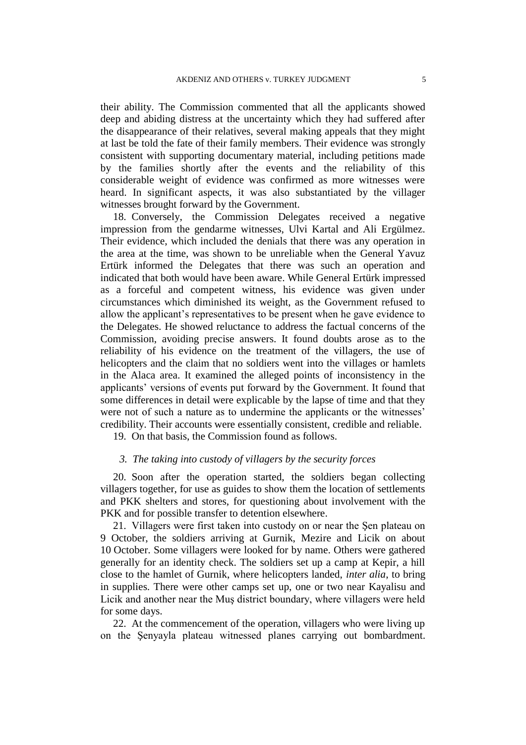their ability. The Commission commented that all the applicants showed deep and abiding distress at the uncertainty which they had suffered after the disappearance of their relatives, several making appeals that they might at last be told the fate of their family members. Their evidence was strongly consistent with supporting documentary material, including petitions made by the families shortly after the events and the reliability of this considerable weight of evidence was confirmed as more witnesses were heard. In significant aspects, it was also substantiated by the villager witnesses brought forward by the Government.

18. Conversely, the Commission Delegates received a negative impression from the gendarme witnesses, Ulvi Kartal and Ali Ergülmez. Their evidence, which included the denials that there was any operation in the area at the time, was shown to be unreliable when the General Yavuz Ertürk informed the Delegates that there was such an operation and indicated that both would have been aware. While General Ertürk impressed as a forceful and competent witness, his evidence was given under circumstances which diminished its weight, as the Government refused to allow the applicant's representatives to be present when he gave evidence to the Delegates. He showed reluctance to address the factual concerns of the Commission, avoiding precise answers. It found doubts arose as to the reliability of his evidence on the treatment of the villagers, the use of helicopters and the claim that no soldiers went into the villages or hamlets in the Alaca area. It examined the alleged points of inconsistency in the applicants' versions of events put forward by the Government. It found that some differences in detail were explicable by the lapse of time and that they were not of such a nature as to undermine the applicants or the witnesses' credibility. Their accounts were essentially consistent, credible and reliable.

19. On that basis, the Commission found as follows.

### *3. The taking into custody of villagers by the security forces*

20. Soon after the operation started, the soldiers began collecting villagers together, for use as guides to show them the location of settlements and PKK shelters and stores, for questioning about involvement with the PKK and for possible transfer to detention elsewhere.

21. Villagers were first taken into custody on or near the Şen plateau on 9 October, the soldiers arriving at Gurnik, Mezire and Licik on about 10 October. Some villagers were looked for by name. Others were gathered generally for an identity check. The soldiers set up a camp at Kepir, a hill close to the hamlet of Gurnik, where helicopters landed, *inter alia*, to bring in supplies. There were other camps set up, one or two near Kayalisu and Licik and another near the Muş district boundary, where villagers were held for some days.

22. At the commencement of the operation, villagers who were living up on the Şenyayla plateau witnessed planes carrying out bombardment.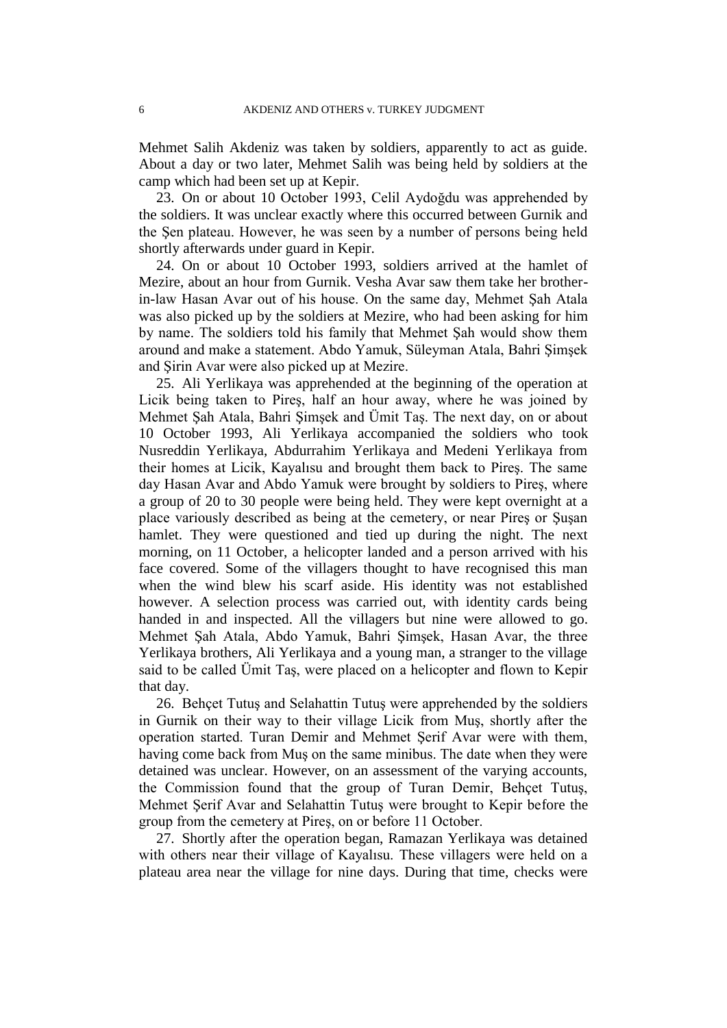Mehmet Salih Akdeniz was taken by soldiers, apparently to act as guide. About a day or two later, Mehmet Salih was being held by soldiers at the camp which had been set up at Kepir.

23. On or about 10 October 1993, Celil Aydoğdu was apprehended by the soldiers. It was unclear exactly where this occurred between Gurnik and the Şen plateau. However, he was seen by a number of persons being held shortly afterwards under guard in Kepir.

24. On or about 10 October 1993, soldiers arrived at the hamlet of Mezire, about an hour from Gurnik. Vesha Avar saw them take her brother-in-law Hasan Avar out of his house. On the same day, Mehmet Şah Atala was also picked up by the soldiers at Mezire, who had been asking for him by name. The soldiers told his family that Mehmet Şah would show them around and make a statement. Abdo Yamuk, Süleyman Atala, Bahri Şimşek and Şirin Avar were also picked up at Mezire.

25. Ali Yerlikaya was apprehended at the beginning of the operation at Licik being taken to Pireş, half an hour away, where he was joined by Mehmet Şah Atala, Bahri Şimşek and Ümit Taş. The next day, on or about 10 October 1993, Ali Yerlikaya accompanied the soldiers who took Nusreddin Yerlikaya, Abdurrahim Yerlikaya and Medeni Yerlikaya from their homes at Licik, Kayalısu and brought them back to Pireş. The same day Hasan Avar and Abdo Yamuk were brought by soldiers to Pireş, where a group of 20 to 30 people were being held. They were kept overnight at a place variously described as being at the cemetery, or near Pireş or Şuşan hamlet. They were questioned and tied up during the night. The next morning, on 11 October, a helicopter landed and a person arrived with his face covered. Some of the villagers thought to have recognised this man when the wind blew his scarf aside. His identity was not established however. A selection process was carried out, with identity cards being handed in and inspected. All the villagers but nine were allowed to go. Mehmet Şah Atala, Abdo Yamuk, Bahri Şimşek, Hasan Avar, the three Yerlikaya brothers, Ali Yerlikaya and a young man, a stranger to the village said to be called Ümit Taş, were placed on a helicopter and flown to Kepir that day.

26. Behçet Tutuş and Selahattin Tutuş were apprehended by the soldiers in Gurnik on their way to their village Licik from Muş, shortly after the operation started. Turan Demir and Mehmet Şerif Avar were with them, having come back from Muş on the same minibus. The date when they were detained was unclear. However, on an assessment of the varying accounts, the Commission found that the group of Turan Demir, Behçet Tutuş, Mehmet Şerif Avar and Selahattin Tutuş were brought to Kepir before the group from the cemetery at Pireş, on or before 11 October.

27. Shortly after the operation began, Ramazan Yerlikaya was detained with others near their village of Kayalısu. These villagers were held on a plateau area near the village for nine days. During that time, checks were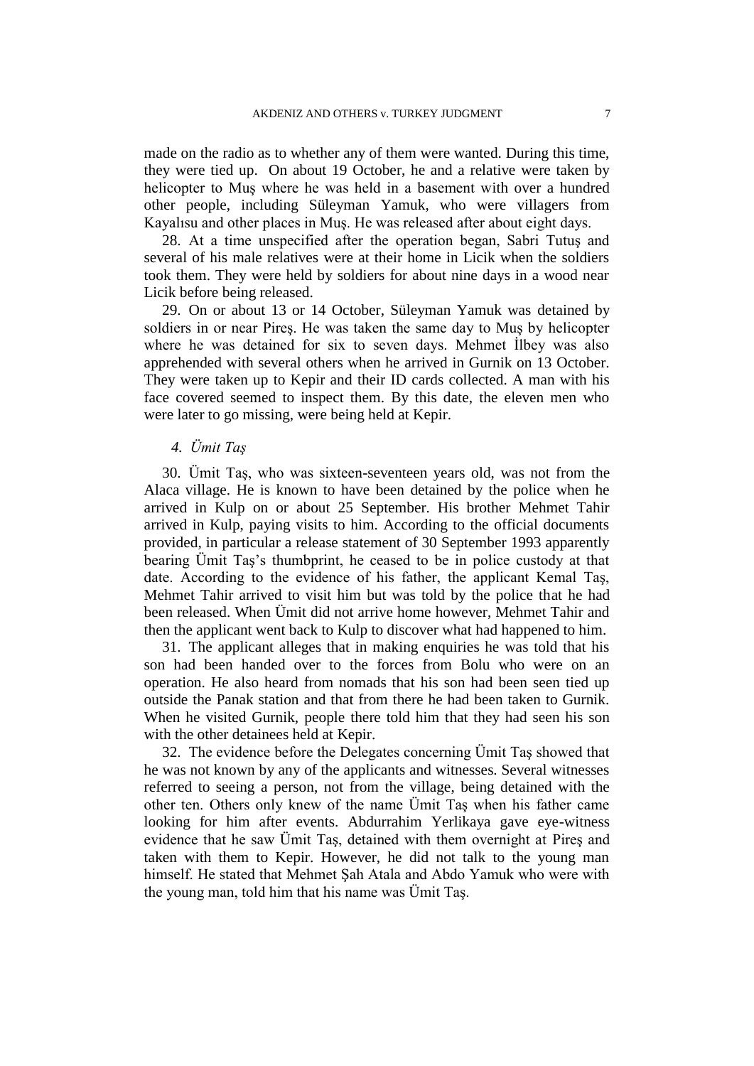made on the radio as to whether any of them were wanted. During this time, they were tied up. On about 19 October, he and a relative were taken by helicopter to Muş where he was held in a basement with over a hundred other people, including Süleyman Yamuk, who were villagers from Kayalısu and other places in Muş. He was released after about eight days.

28. At a time unspecified after the operation began, Sabri Tutuş and several of his male relatives were at their home in Licik when the soldiers took them. They were held by soldiers for about nine days in a wood near Licik before being released.

29. On or about 13 or 14 October, Süleyman Yamuk was detained by soldiers in or near Pireş. He was taken the same day to Muş by helicopter where he was detained for six to seven days. Mehmet İlbey was also apprehended with several others when he arrived in Gurnik on 13 October. They were taken up to Kepir and their ID cards collected. A man with his face covered seemed to inspect them. By this date, the eleven men who were later to go missing, were being held at Kepir.

### *4. Ümit Taş*

30. Ümit Taş, who was sixteen-seventeen years old, was not from the Alaca village. He is known to have been detained by the police when he arrived in Kulp on or about 25 September. His brother Mehmet Tahir arrived in Kulp, paying visits to him. According to the official documents provided, in particular a release statement of 30 September 1993 apparently bearing Ümit Taş's thumbprint, he ceased to be in police custody at that date. According to the evidence of his father, the applicant Kemal Taş, Mehmet Tahir arrived to visit him but was told by the police that he had been released. When Ümit did not arrive home however, Mehmet Tahir and then the applicant went back to Kulp to discover what had happened to him.

31. The applicant alleges that in making enquiries he was told that his son had been handed over to the forces from Bolu who were on an operation. He also heard from nomads that his son had been seen tied up outside the Panak station and that from there he had been taken to Gurnik. When he visited Gurnik, people there told him that they had seen his son with the other detainees held at Kepir.

32. The evidence before the Delegates concerning Ümit Taş showed that he was not known by any of the applicants and witnesses. Several witnesses referred to seeing a person, not from the village, being detained with the other ten. Others only knew of the name Ümit Taş when his father came looking for him after events. Abdurrahim Yerlikaya gave eye-witness evidence that he saw Ümit Taş, detained with them overnight at Pireş and taken with them to Kepir. However, he did not talk to the young man himself. He stated that Mehmet Şah Atala and Abdo Yamuk who were with the young man, told him that his name was Ümit Taş.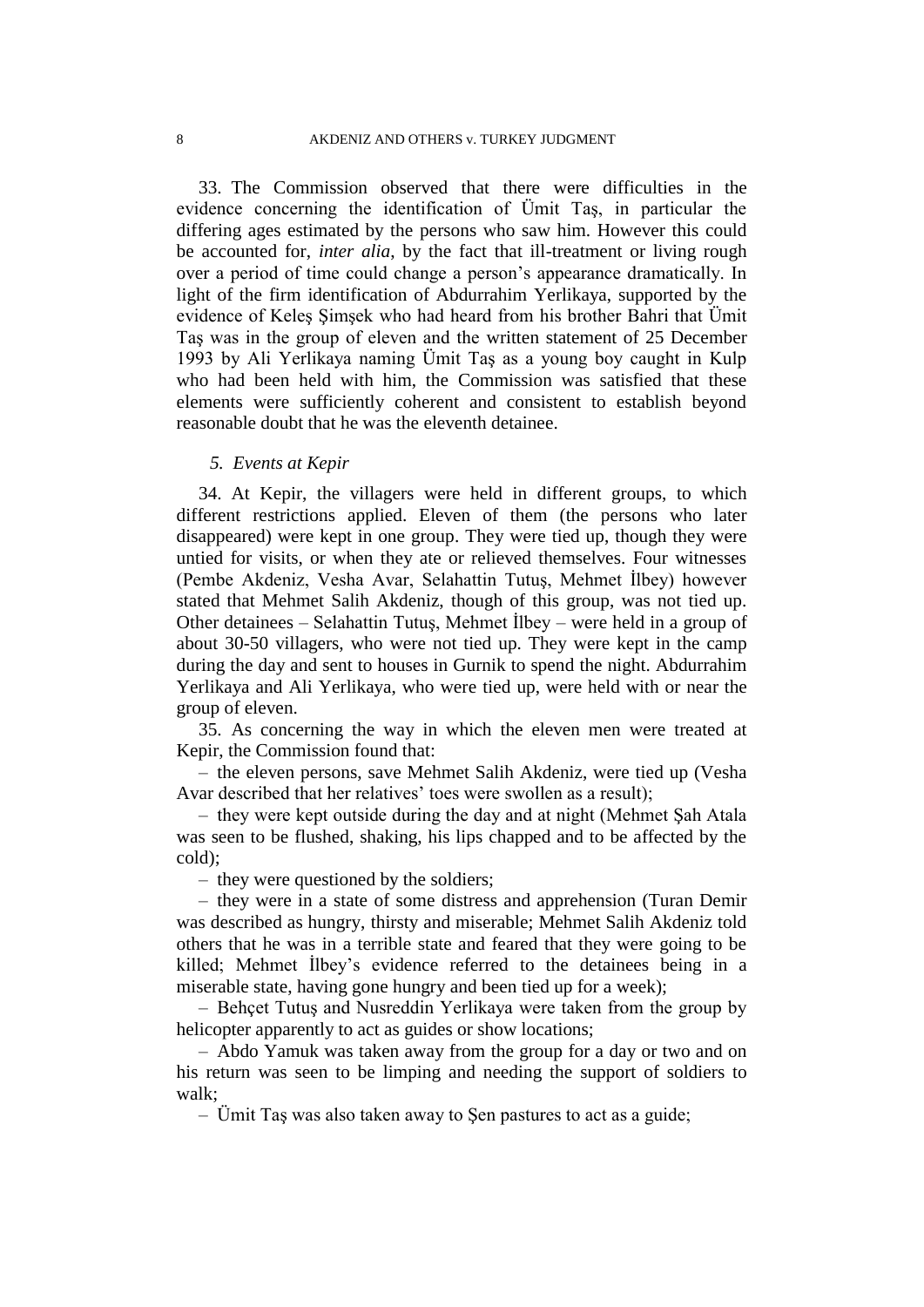33. The Commission observed that there were difficulties in the evidence concerning the identification of Ümit Taş, in particular the differing ages estimated by the persons who saw him. However this could be accounted for, *inter alia*, by the fact that ill-treatment or living rough over a period of time could change a person's appearance dramatically. In light of the firm identification of Abdurrahim Yerlikaya, supported by the evidence of Keleş Şimşek who had heard from his brother Bahri that Ümit Taş was in the group of eleven and the written statement of 25 December 1993 by Ali Yerlikaya naming Ümit Taş as a young boy caught in Kulp who had been held with him, the Commission was satisfied that these elements were sufficiently coherent and consistent to establish beyond reasonable doubt that he was the eleventh detainee.

### *5. Events at Kepir*

34. At Kepir, the villagers were held in different groups, to which different restrictions applied. Eleven of them (the persons who later disappeared) were kept in one group. They were tied up, though they were untied for visits, or when they ate or relieved themselves. Four witnesses (Pembe Akdeniz, Vesha Avar, Selahattin Tutuş, Mehmet İlbey) however stated that Mehmet Salih Akdeniz, though of this group, was not tied up. Other detainees – Selahattin Tutuş, Mehmet İlbey – were held in a group of about 30-50 villagers, who were not tied up. They were kept in the camp during the day and sent to houses in Gurnik to spend the night. Abdurrahim Yerlikaya and Ali Yerlikaya, who were tied up, were held with or near the group of eleven.

35. As concerning the way in which the eleven men were treated at Kepir, the Commission found that:

– the eleven persons, save Mehmet Salih Akdeniz, were tied up (Vesha Avar described that her relatives' toes were swollen as a result);

– they were kept outside during the day and at night (Mehmet Şah Atala was seen to be flushed, shaking, his lips chapped and to be affected by the cold);

– they were questioned by the soldiers;

– they were in a state of some distress and apprehension (Turan Demir was described as hungry, thirsty and miserable; Mehmet Salih Akdeniz told others that he was in a terrible state and feared that they were going to be killed; Mehmet İlbey's evidence referred to the detainees being in a miserable state, having gone hungry and been tied up for a week);

– Behçet Tutuş and Nusreddin Yerlikaya were taken from the group by helicopter apparently to act as guides or show locations;

– Abdo Yamuk was taken away from the group for a day or two and on his return was seen to be limping and needing the support of soldiers to walk;

– Ümit Taş was also taken away to Şen pastures to act as a guide;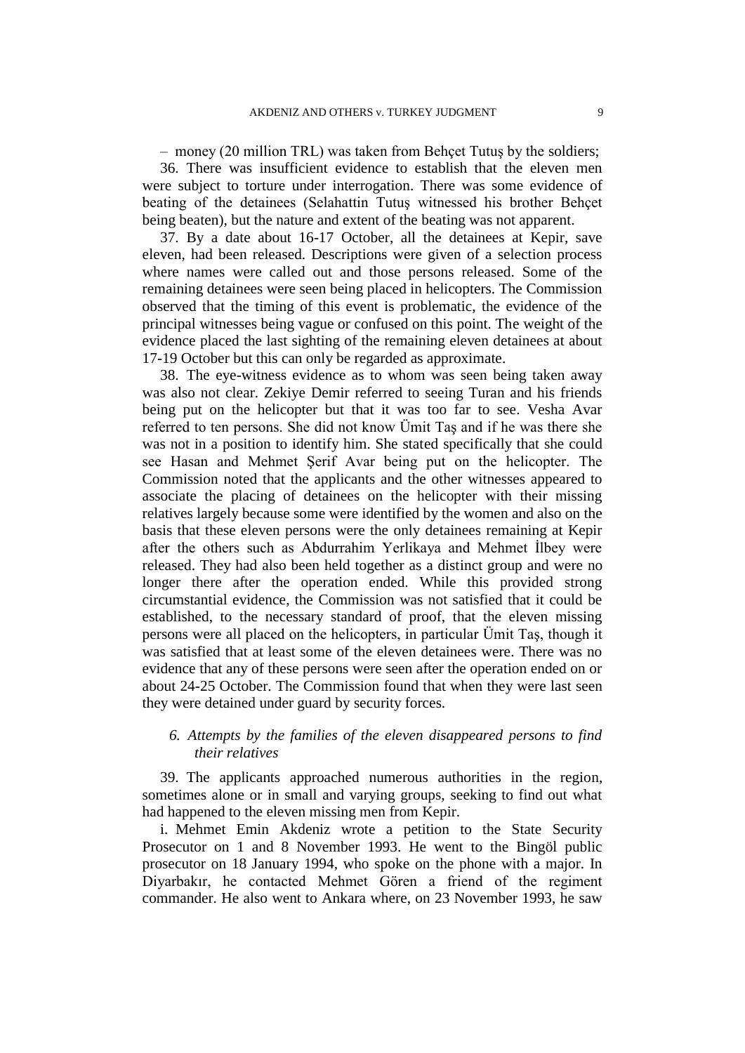– money (20 million TRL) was taken from Behçet Tutuş by the soldiers;

36. There was insufficient evidence to establish that the eleven men were subject to torture under interrogation. There was some evidence of beating of the detainees (Selahattin Tutuş witnessed his brother Behçet being beaten), but the nature and extent of the beating was not apparent.

37. By a date about 16-17 October, all the detainees at Kepir, save eleven, had been released. Descriptions were given of a selection process where names were called out and those persons released. Some of the remaining detainees were seen being placed in helicopters. The Commission observed that the timing of this event is problematic, the evidence of the principal witnesses being vague or confused on this point. The weight of the evidence placed the last sighting of the remaining eleven detainees at about 17-19 October but this can only be regarded as approximate.

38. The eye-witness evidence as to whom was seen being taken away was also not clear. Zekiye Demir referred to seeing Turan and his friends being put on the helicopter but that it was too far to see. Vesha Avar referred to ten persons. She did not know Ümit Taş and if he was there she was not in a position to identify him. She stated specifically that she could see Hasan and Mehmet Şerif Avar being put on the helicopter. The Commission noted that the applicants and the other witnesses appeared to associate the placing of detainees on the helicopter with their missing relatives largely because some were identified by the women and also on the basis that these eleven persons were the only detainees remaining at Kepir after the others such as Abdurrahim Yerlikaya and Mehmet İlbey were released. They had also been held together as a distinct group and were no longer there after the operation ended. While this provided strong circumstantial evidence, the Commission was not satisfied that it could be established, to the necessary standard of proof, that the eleven missing persons were all placed on the helicopters, in particular Ümit Taş, though it was satisfied that at least some of the eleven detainees were. There was no evidence that any of these persons were seen after the operation ended on or about 24-25 October. The Commission found that when they were last seen they were detained under guard by security forces.

### *6. Attempts by the families of the eleven disappeared persons to find their relatives*

39. The applicants approached numerous authorities in the region, sometimes alone or in small and varying groups, seeking to find out what had happened to the eleven missing men from Kepir.

i. Mehmet Emin Akdeniz wrote a petition to the State Security Prosecutor on 1 and 8 November 1993. He went to the Bingöl public prosecutor on 18 January 1994, who spoke on the phone with a major. In Diyarbakır, he contacted Mehmet Gören a friend of the regiment commander. He also went to Ankara where, on 23 November 1993, he saw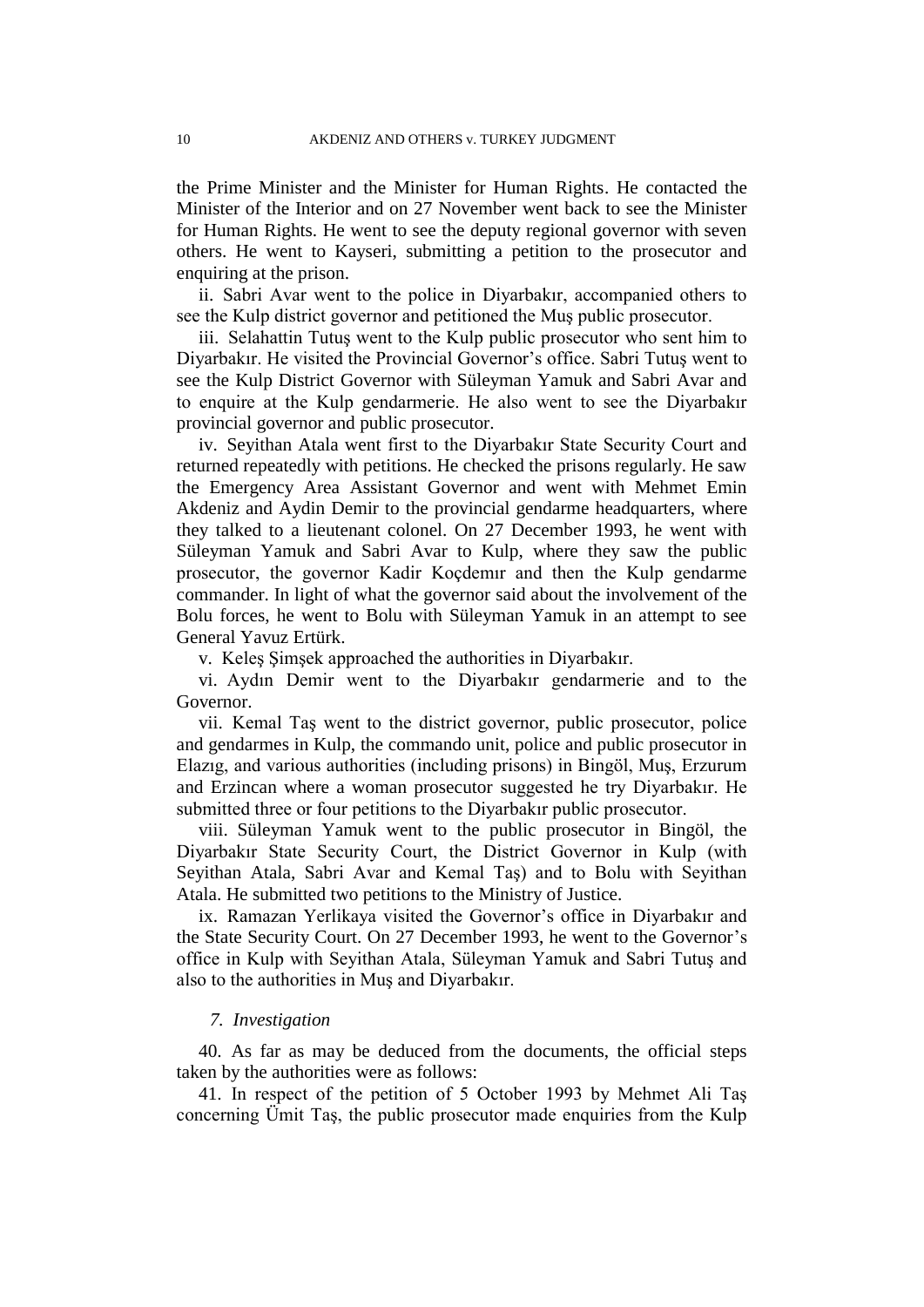the Prime Minister and the Minister for Human Rights. He contacted the Minister of the Interior and on 27 November went back to see the Minister for Human Rights. He went to see the deputy regional governor with seven others. He went to Kayseri, submitting a petition to the prosecutor and enquiring at the prison.

ii. Sabri Avar went to the police in Diyarbakır, accompanied others to see the Kulp district governor and petitioned the Muş public prosecutor.

iii. Selahattin Tutuş went to the Kulp public prosecutor who sent him to Diyarbakır. He visited the Provincial Governor's office. Sabri Tutuş went to see the Kulp District Governor with Süleyman Yamuk and Sabri Avar and to enquire at the Kulp gendarmerie. He also went to see the Diyarbakır provincial governor and public prosecutor.

iv. Seyithan Atala went first to the Diyarbakır State Security Court and returned repeatedly with petitions. He checked the prisons regularly. He saw the Emergency Area Assistant Governor and went with Mehmet Emin Akdeniz and Aydin Demir to the provincial gendarme headquarters, where they talked to a lieutenant colonel. On 27 December 1993, he went with Süleyman Yamuk and Sabri Avar to Kulp, where they saw the public prosecutor, the governor Kadir Koçdemır and then the Kulp gendarme commander. In light of what the governor said about the involvement of the Bolu forces, he went to Bolu with Süleyman Yamuk in an attempt to see General Yavuz Ertürk.

v. Keleş Şimşek approached the authorities in Diyarbakır.

vi. Aydın Demir went to the Diyarbakır gendarmerie and to the Governor.

vii. Kemal Taş went to the district governor, public prosecutor, police and gendarmes in Kulp, the commando unit, police and public prosecutor in Elazıg, and various authorities (including prisons) in Bingöl, Muş, Erzurum and Erzincan where a woman prosecutor suggested he try Diyarbakır. He submitted three or four petitions to the Diyarbakır public prosecutor.

viii. Süleyman Yamuk went to the public prosecutor in Bingöl, the Diyarbakır State Security Court, the District Governor in Kulp (with Seyithan Atala, Sabri Avar and Kemal Taş) and to Bolu with Seyithan Atala. He submitted two petitions to the Ministry of Justice.

ix. Ramazan Yerlikaya visited the Governor's office in Diyarbakır and the State Security Court. On 27 December 1993, he went to the Governor's office in Kulp with Seyithan Atala, Süleyman Yamuk and Sabri Tutuş and also to the authorities in Muş and Diyarbakır.

### *7. Investigation*

40. As far as may be deduced from the documents, the official steps taken by the authorities were as follows:

41. In respect of the petition of 5 October 1993 by Mehmet Ali Taş concerning Ümit Taş, the public prosecutor made enquiries from the Kulp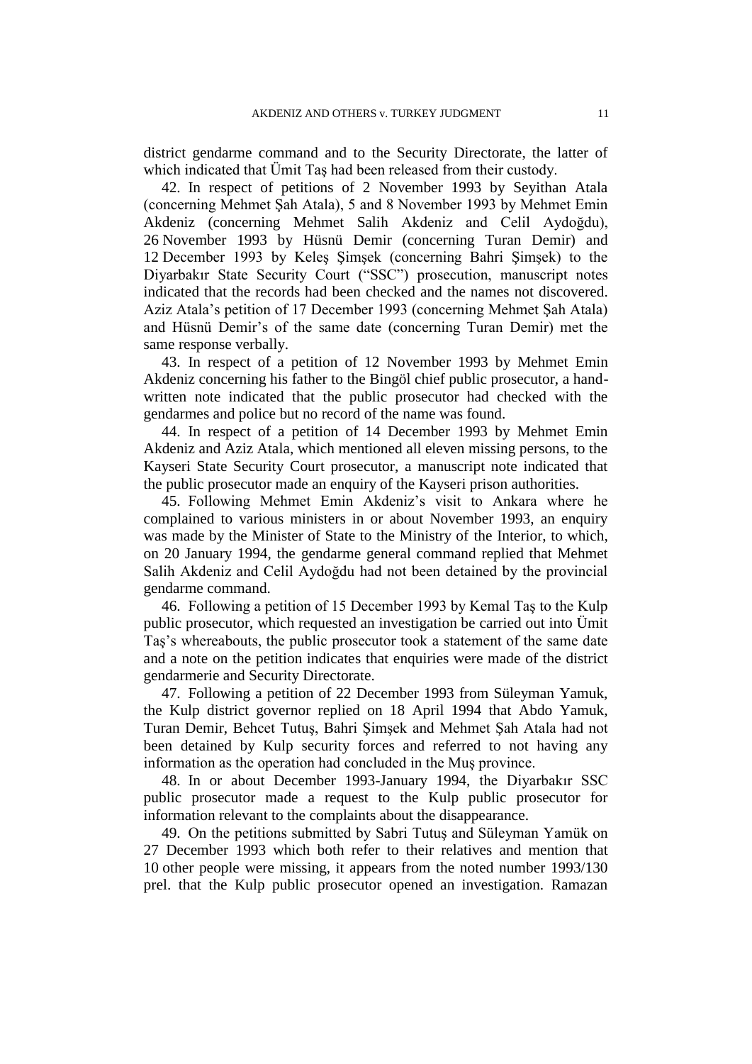district gendarme command and to the Security Directorate, the latter of which indicated that Ümit Taş had been released from their custody.

42. In respect of petitions of 2 November 1993 by Seyithan Atala (concerning Mehmet Şah Atala), 5 and 8 November 1993 by Mehmet Emin Akdeniz (concerning Mehmet Salih Akdeniz and Celil Aydoğdu), 26 November 1993 by Hüsnü Demir (concerning Turan Demir) and 12 December 1993 by Keleş Şimşek (concerning Bahri Şimşek) to the Diyarbakır State Security Court ("SSC") prosecution, manuscript notes indicated that the records had been checked and the names not discovered. Aziz Atala's petition of 17 December 1993 (concerning Mehmet Şah Atala) and Hüsnü Demir's of the same date (concerning Turan Demir) met the same response verbally.

43. In respect of a petition of 12 November 1993 by Mehmet Emin Akdeniz concerning his father to the Bingöl chief public prosecutor, a hand-written note indicated that the public prosecutor had checked with the gendarmes and police but no record of the name was found.

44. In respect of a petition of 14 December 1993 by Mehmet Emin Akdeniz and Aziz Atala, which mentioned all eleven missing persons, to the Kayseri State Security Court prosecutor, a manuscript note indicated that the public prosecutor made an enquiry of the Kayseri prison authorities.

45. Following Mehmet Emin Akdeniz's visit to Ankara where he complained to various ministers in or about November 1993, an enquiry was made by the Minister of State to the Ministry of the Interior, to which, on 20 January 1994, the gendarme general command replied that Mehmet Salih Akdeniz and Celil Aydoğdu had not been detained by the provincial gendarme command.

46. Following a petition of 15 December 1993 by Kemal Taş to the Kulp public prosecutor, which requested an investigation be carried out into Ümit Taş's whereabouts, the public prosecutor took a statement of the same date and a note on the petition indicates that enquiries were made of the district gendarmerie and Security Directorate.

47. Following a petition of 22 December 1993 from Süleyman Yamuk, the Kulp district governor replied on 18 April 1994 that Abdo Yamuk, Turan Demir, Behcet Tutuş, Bahri Şimşek and Mehmet Şah Atala had not been detained by Kulp security forces and referred to not having any information as the operation had concluded in the Muş province.

48. In or about December 1993-January 1994, the Diyarbakır SSC public prosecutor made a request to the Kulp public prosecutor for information relevant to the complaints about the disappearance.

49. On the petitions submitted by Sabri Tutuş and Süleyman Yamük on 27 December 1993 which both refer to their relatives and mention that 10 other people were missing, it appears from the noted number 1993/130 prel. that the Kulp public prosecutor opened an investigation. Ramazan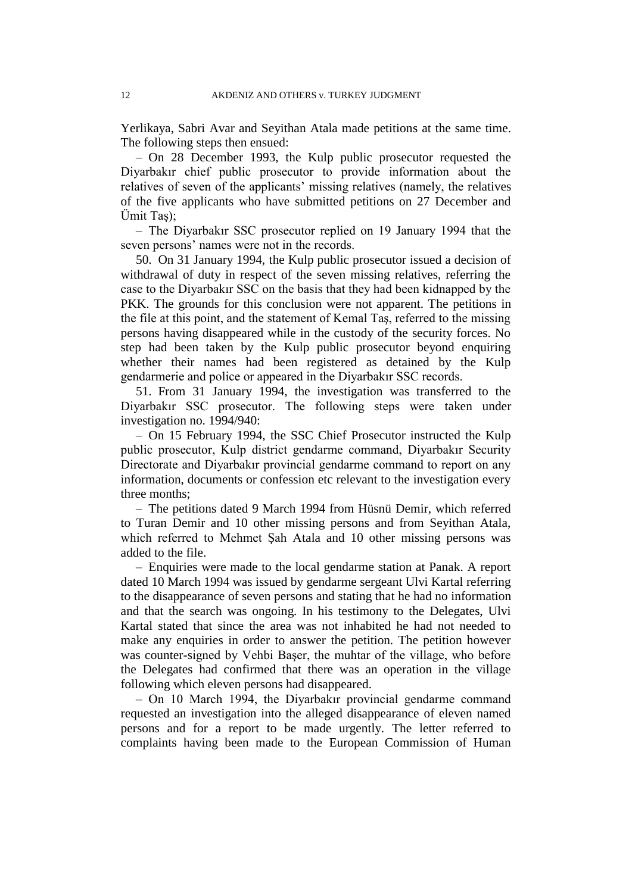Yerlikaya, Sabri Avar and Seyithan Atala made petitions at the same time. The following steps then ensued:

– On 28 December 1993, the Kulp public prosecutor requested the Diyarbakır chief public prosecutor to provide information about the relatives of seven of the applicants' missing relatives (namely, the relatives of the five applicants who have submitted petitions on 27 December and Ümit Taş);

– The Diyarbakır SSC prosecutor replied on 19 January 1994 that the seven persons' names were not in the records.

50. On 31 January 1994, the Kulp public prosecutor issued a decision of withdrawal of duty in respect of the seven missing relatives, referring the case to the Diyarbakır SSC on the basis that they had been kidnapped by the PKK. The grounds for this conclusion were not apparent. The petitions in the file at this point, and the statement of Kemal Taş, referred to the missing persons having disappeared while in the custody of the security forces. No step had been taken by the Kulp public prosecutor beyond enquiring whether their names had been registered as detained by the Kulp gendarmerie and police or appeared in the Diyarbakır SSC records.

51. From 31 January 1994, the investigation was transferred to the Diyarbakır SSC prosecutor. The following steps were taken under investigation no. 1994/940:

– On 15 February 1994, the SSC Chief Prosecutor instructed the Kulp public prosecutor, Kulp district gendarme command, Diyarbakır Security Directorate and Diyarbakır provincial gendarme command to report on any information, documents or confession etc relevant to the investigation every three months;

– The petitions dated 9 March 1994 from Hüsnü Demir, which referred to Turan Demir and 10 other missing persons and from Seyithan Atala, which referred to Mehmet Şah Atala and 10 other missing persons was added to the file.

– Enquiries were made to the local gendarme station at Panak. A report dated 10 March 1994 was issued by gendarme sergeant Ulvi Kartal referring to the disappearance of seven persons and stating that he had no information and that the search was ongoing. In his testimony to the Delegates, Ulvi Kartal stated that since the area was not inhabited he had not needed to make any enquiries in order to answer the petition. The petition however was counter-signed by Vehbi Başer, the muhtar of the village, who before the Delegates had confirmed that there was an operation in the village following which eleven persons had disappeared.

– On 10 March 1994, the Diyarbakır provincial gendarme command requested an investigation into the alleged disappearance of eleven named persons and for a report to be made urgently. The letter referred to complaints having been made to the European Commission of Human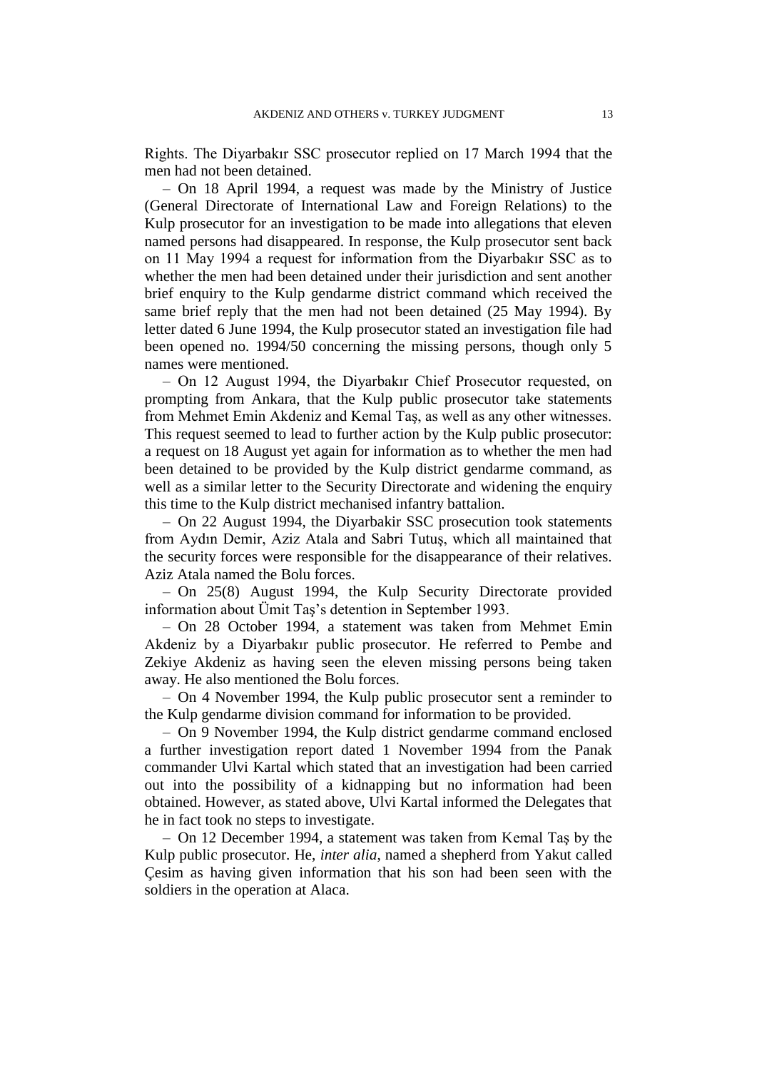Rights. The Diyarbakır SSC prosecutor replied on 17 March 1994 that the men had not been detained.

– On 18 April 1994, a request was made by the Ministry of Justice (General Directorate of International Law and Foreign Relations) to the Kulp prosecutor for an investigation to be made into allegations that eleven named persons had disappeared. In response, the Kulp prosecutor sent back on 11 May 1994 a request for information from the Diyarbakır SSC as to whether the men had been detained under their jurisdiction and sent another brief enquiry to the Kulp gendarme district command which received the same brief reply that the men had not been detained (25 May 1994). By letter dated 6 June 1994, the Kulp prosecutor stated an investigation file had been opened no. 1994/50 concerning the missing persons, though only 5 names were mentioned.

– On 12 August 1994, the Diyarbakır Chief Prosecutor requested, on prompting from Ankara, that the Kulp public prosecutor take statements from Mehmet Emin Akdeniz and Kemal Taş, as well as any other witnesses. This request seemed to lead to further action by the Kulp public prosecutor: a request on 18 August yet again for information as to whether the men had been detained to be provided by the Kulp district gendarme command, as well as a similar letter to the Security Directorate and widening the enquiry this time to the Kulp district mechanised infantry battalion.

– On 22 August 1994, the Diyarbakir SSC prosecution took statements from Aydın Demir, Aziz Atala and Sabri Tutuş, which all maintained that the security forces were responsible for the disappearance of their relatives. Aziz Atala named the Bolu forces.

– On 25(8) August 1994, the Kulp Security Directorate provided information about Ümit Taş's detention in September 1993.

– On 28 October 1994, a statement was taken from Mehmet Emin Akdeniz by a Diyarbakır public prosecutor. He referred to Pembe and Zekiye Akdeniz as having seen the eleven missing persons being taken away. He also mentioned the Bolu forces.

– On 4 November 1994, the Kulp public prosecutor sent a reminder to the Kulp gendarme division command for information to be provided.

– On 9 November 1994, the Kulp district gendarme command enclosed a further investigation report dated 1 November 1994 from the Panak commander Ulvi Kartal which stated that an investigation had been carried out into the possibility of a kidnapping but no information had been obtained. However, as stated above, Ulvi Kartal informed the Delegates that he in fact took no steps to investigate.

– On 12 December 1994, a statement was taken from Kemal Taş by the Kulp public prosecutor. He, *inter alia*, named a shepherd from Yakut called Çesim as having given information that his son had been seen with the soldiers in the operation at Alaca.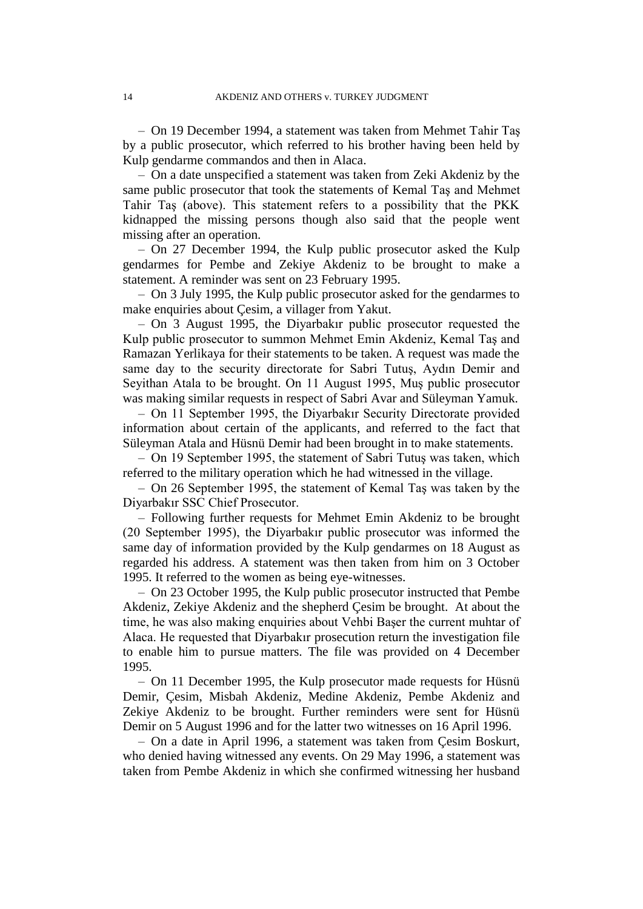– On 19 December 1994, a statement was taken from Mehmet Tahir Taş by a public prosecutor, which referred to his brother having been held by Kulp gendarme commandos and then in Alaca.

– On a date unspecified a statement was taken from Zeki Akdeniz by the same public prosecutor that took the statements of Kemal Taş and Mehmet Tahir Taş (above). This statement refers to a possibility that the PKK kidnapped the missing persons though also said that the people went missing after an operation.

– On 27 December 1994, the Kulp public prosecutor asked the Kulp gendarmes for Pembe and Zekiye Akdeniz to be brought to make a statement. A reminder was sent on 23 February 1995.

– On 3 July 1995, the Kulp public prosecutor asked for the gendarmes to make enquiries about Çesim, a villager from Yakut.

– On 3 August 1995, the Diyarbakır public prosecutor requested the Kulp public prosecutor to summon Mehmet Emin Akdeniz, Kemal Taş and Ramazan Yerlikaya for their statements to be taken. A request was made the same day to the security directorate for Sabri Tutuş, Aydın Demir and Seyithan Atala to be brought. On 11 August 1995, Muş public prosecutor was making similar requests in respect of Sabri Avar and Süleyman Yamuk.

– On 11 September 1995, the Diyarbakır Security Directorate provided information about certain of the applicants, and referred to the fact that Süleyman Atala and Hüsnü Demir had been brought in to make statements.

– On 19 September 1995, the statement of Sabri Tutuş was taken, which referred to the military operation which he had witnessed in the village.

– On 26 September 1995, the statement of Kemal Taş was taken by the Diyarbakır SSC Chief Prosecutor.

– Following further requests for Mehmet Emin Akdeniz to be brought (20 September 1995), the Diyarbakır public prosecutor was informed the same day of information provided by the Kulp gendarmes on 18 August as regarded his address. A statement was then taken from him on 3 October 1995. It referred to the women as being eye-witnesses.

– On 23 October 1995, the Kulp public prosecutor instructed that Pembe Akdeniz, Zekiye Akdeniz and the shepherd Çesim be brought. At about the time, he was also making enquiries about Vehbi Başer the current muhtar of Alaca. He requested that Diyarbakır prosecution return the investigation file to enable him to pursue matters. The file was provided on 4 December 1995.

– On 11 December 1995, the Kulp prosecutor made requests for Hüsnü Demir, Çesim, Misbah Akdeniz, Medine Akdeniz, Pembe Akdeniz and Zekiye Akdeniz to be brought. Further reminders were sent for Hüsnü Demir on 5 August 1996 and for the latter two witnesses on 16 April 1996.

– On a date in April 1996, a statement was taken from Çesim Boskurt, who denied having witnessed any events. On 29 May 1996, a statement was taken from Pembe Akdeniz in which she confirmed witnessing her husband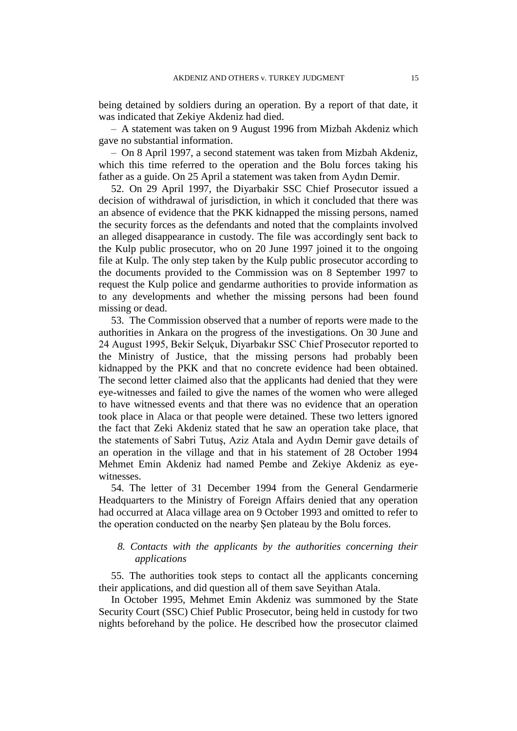being detained by soldiers during an operation. By a report of that date, it was indicated that Zekiye Akdeniz had died.

– A statement was taken on 9 August 1996 from Mizbah Akdeniz which gave no substantial information.

– On 8 April 1997, a second statement was taken from Mizbah Akdeniz, which this time referred to the operation and the Bolu forces taking his father as a guide. On 25 April a statement was taken from Aydın Demir.

52. On 29 April 1997, the Diyarbakir SSC Chief Prosecutor issued a decision of withdrawal of jurisdiction, in which it concluded that there was an absence of evidence that the PKK kidnapped the missing persons, named the security forces as the defendants and noted that the complaints involved an alleged disappearance in custody. The file was accordingly sent back to the Kulp public prosecutor, who on 20 June 1997 joined it to the ongoing file at Kulp. The only step taken by the Kulp public prosecutor according to the documents provided to the Commission was on 8 September 1997 to request the Kulp police and gendarme authorities to provide information as to any developments and whether the missing persons had been found missing or dead.

53. The Commission observed that a number of reports were made to the authorities in Ankara on the progress of the investigations. On 30 June and 24 August 1995, Bekir Selçuk, Diyarbakır SSC Chief Prosecutor reported to the Ministry of Justice, that the missing persons had probably been kidnapped by the PKK and that no concrete evidence had been obtained. The second letter claimed also that the applicants had denied that they were eye-witnesses and failed to give the names of the women who were alleged to have witnessed events and that there was no evidence that an operation took place in Alaca or that people were detained. These two letters ignored the fact that Zeki Akdeniz stated that he saw an operation take place, that the statements of Sabri Tutuş, Aziz Atala and Aydın Demir gave details of an operation in the village and that in his statement of 28 October 1994 Mehmet Emin Akdeniz had named Pembe and Zekiye Akdeniz as eye-witnesses.

54. The letter of 31 December 1994 from the General Gendarmerie Headquarters to the Ministry of Foreign Affairs denied that any operation had occurred at Alaca village area on 9 October 1993 and omitted to refer to the operation conducted on the nearby Şen plateau by the Bolu forces.

### *8. Contacts with the applicants by the authorities concerning their applications*

55. The authorities took steps to contact all the applicants concerning their applications, and did question all of them save Seyithan Atala.

In October 1995, Mehmet Emin Akdeniz was summoned by the State Security Court (SSC) Chief Public Prosecutor, being held in custody for two nights beforehand by the police. He described how the prosecutor claimed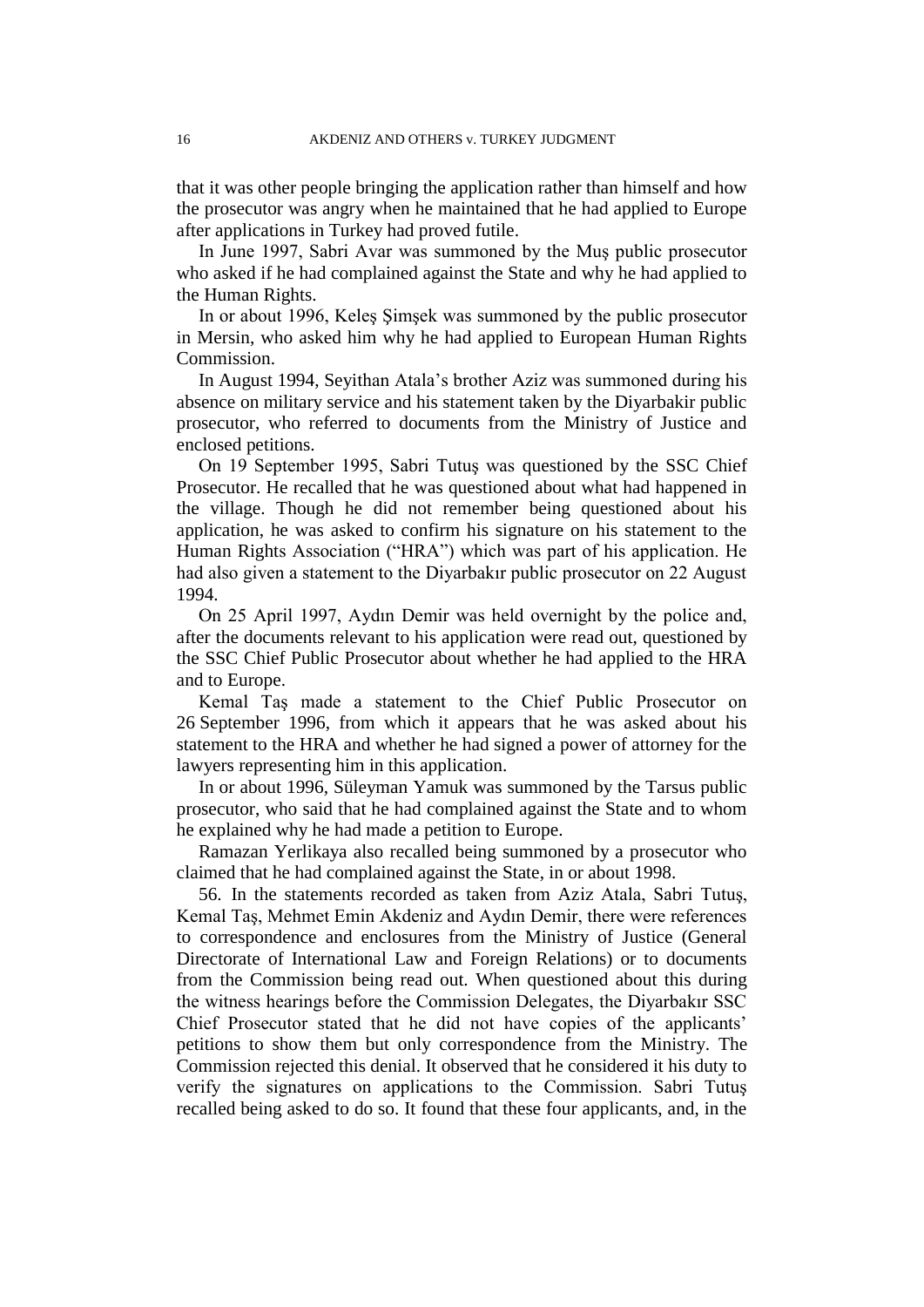that it was other people bringing the application rather than himself and how the prosecutor was angry when he maintained that he had applied to Europe after applications in Turkey had proved futile.

In June 1997, Sabri Avar was summoned by the Muş public prosecutor who asked if he had complained against the State and why he had applied to the Human Rights.

In or about 1996, Keleş Şimşek was summoned by the public prosecutor in Mersin, who asked him why he had applied to European Human Rights Commission.

In August 1994, Seyithan Atala's brother Aziz was summoned during his absence on military service and his statement taken by the Diyarbakir public prosecutor, who referred to documents from the Ministry of Justice and enclosed petitions.

On 19 September 1995, Sabri Tutuş was questioned by the SSC Chief Prosecutor. He recalled that he was questioned about what had happened in the village. Though he did not remember being questioned about his application, he was asked to confirm his signature on his statement to the Human Rights Association ("HRA") which was part of his application. He had also given a statement to the Diyarbakır public prosecutor on 22 August 1994.

On 25 April 1997, Aydın Demir was held overnight by the police and, after the documents relevant to his application were read out, questioned by the SSC Chief Public Prosecutor about whether he had applied to the HRA and to Europe.

Kemal Taş made a statement to the Chief Public Prosecutor on 26 September 1996, from which it appears that he was asked about his statement to the HRA and whether he had signed a power of attorney for the lawyers representing him in this application.

In or about 1996, Süleyman Yamuk was summoned by the Tarsus public prosecutor, who said that he had complained against the State and to whom he explained why he had made a petition to Europe.

Ramazan Yerlikaya also recalled being summoned by a prosecutor who claimed that he had complained against the State, in or about 1998.

56. In the statements recorded as taken from Aziz Atala, Sabri Tutuş, Kemal Taş, Mehmet Emin Akdeniz and Aydın Demir, there were references to correspondence and enclosures from the Ministry of Justice (General Directorate of International Law and Foreign Relations) or to documents from the Commission being read out. When questioned about this during the witness hearings before the Commission Delegates, the Diyarbakır SSC Chief Prosecutor stated that he did not have copies of the applicants' petitions to show them but only correspondence from the Ministry. The Commission rejected this denial. It observed that he considered it his duty to verify the signatures on applications to the Commission. Sabri Tutuş recalled being asked to do so. It found that these four applicants, and, in the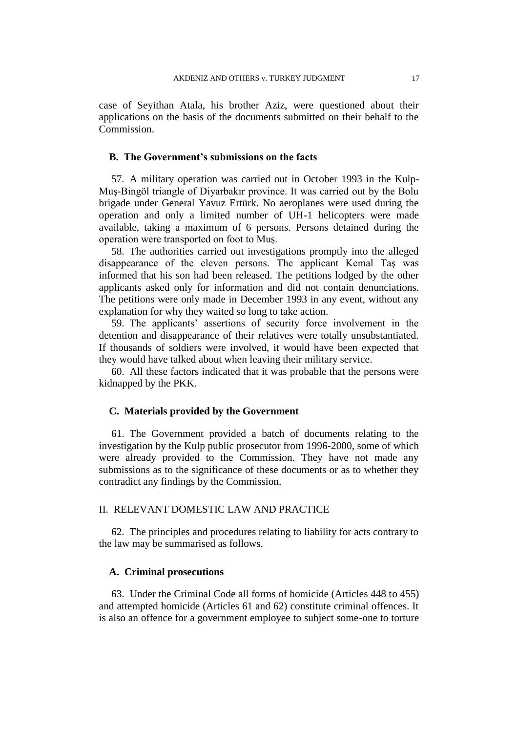case of Seyithan Atala, his brother Aziz, were questioned about their applications on the basis of the documents submitted on their behalf to the Commission.

### B. The Government's submissions on the facts

57. A military operation was carried out in October 1993 in the Kulp-Muş-Bingöl triangle of Diyarbakır province. It was carried out by the Bolu brigade under General Yavuz Ertürk. No aeroplanes were used during the operation and only a limited number of UH-1 helicopters were made available, taking a maximum of 6 persons. Persons detained during the operation were transported on foot to Muş.

58. The authorities carried out investigations promptly into the alleged disappearance of the eleven persons. The applicant Kemal Taş was informed that his son had been released. The petitions lodged by the other applicants asked only for information and did not contain denunciations. The petitions were only made in December 1993 in any event, without any explanation for why they waited so long to take action.

59. The applicants' assertions of security force involvement in the detention and disappearance of their relatives were totally unsubstantiated. If thousands of soldiers were involved, it would have been expected that they would have talked about when leaving their military service.

60. All these factors indicated that it was probable that the persons were kidnapped by the PKK.

### C. Materials provided by the Government

61. The Government provided a batch of documents relating to the investigation by the Kulp public prosecutor from 1996-2000, some of which were already provided to the Commission. They have not made any submissions as to the significance of these documents or as to whether they contradict any findings by the Commission.

## II. RELEVANT DOMESTIC LAW AND PRACTICE

62. The principles and procedures relating to liability for acts contrary to the law may be summarised as follows.

### A. Criminal prosecutions

63. Under the Criminal Code all forms of homicide (Articles 448 to 455) and attempted homicide (Articles 61 and 62) constitute criminal offences. It is also an offence for a government employee to subject some-one to torture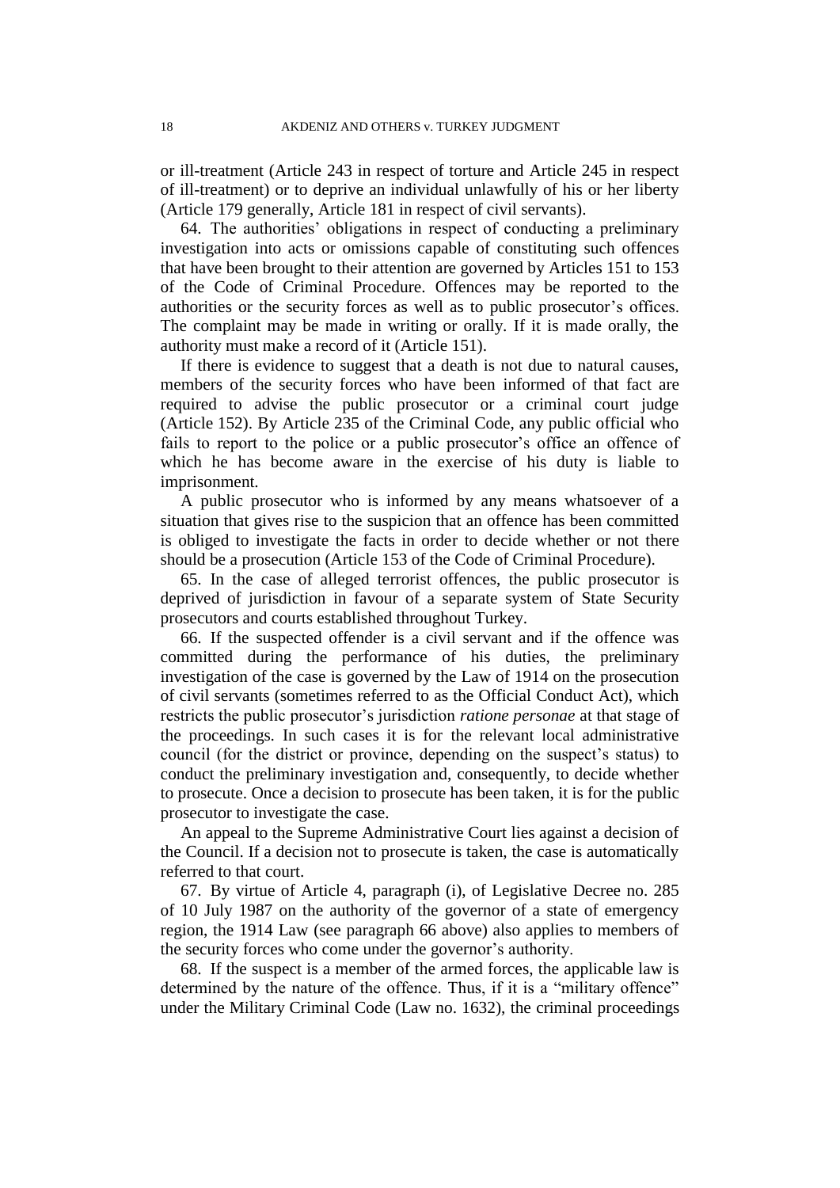or ill-treatment (Article 243 in respect of torture and Article 245 in respect of ill-treatment) or to deprive an individual unlawfully of his or her liberty (Article 179 generally, Article 181 in respect of civil servants).

64. The authorities' obligations in respect of conducting a preliminary investigation into acts or omissions capable of constituting such offences that have been brought to their attention are governed by Articles 151 to 153 of the Code of Criminal Procedure. Offences may be reported to the authorities or the security forces as well as to public prosecutor's offices. The complaint may be made in writing or orally. If it is made orally, the authority must make a record of it (Article 151).

If there is evidence to suggest that a death is not due to natural causes, members of the security forces who have been informed of that fact are required to advise the public prosecutor or a criminal court judge (Article 152). By Article 235 of the Criminal Code, any public official who fails to report to the police or a public prosecutor's office an offence of which he has become aware in the exercise of his duty is liable to imprisonment.

A public prosecutor who is informed by any means whatsoever of a situation that gives rise to the suspicion that an offence has been committed is obliged to investigate the facts in order to decide whether or not there should be a prosecution (Article 153 of the Code of Criminal Procedure).

65. In the case of alleged terrorist offences, the public prosecutor is deprived of jurisdiction in favour of a separate system of State Security prosecutors and courts established throughout Turkey.

66. If the suspected offender is a civil servant and if the offence was committed during the performance of his duties, the preliminary investigation of the case is governed by the Law of 1914 on the prosecution of civil servants (sometimes referred to as the Official Conduct Act), which restricts the public prosecutor's jurisdiction *ratione personae* at that stage of the proceedings. In such cases it is for the relevant local administrative council (for the district or province, depending on the suspect's status) to conduct the preliminary investigation and, consequently, to decide whether to prosecute. Once a decision to prosecute has been taken, it is for the public prosecutor to investigate the case.

An appeal to the Supreme Administrative Court lies against a decision of the Council. If a decision not to prosecute is taken, the case is automatically referred to that court.

67. By virtue of Article 4, paragraph (i), of Legislative Decree no. 285 of 10 July 1987 on the authority of the governor of a state of emergency region, the 1914 Law (see paragraph 66 above) also applies to members of the security forces who come under the governor's authority.

68. If the suspect is a member of the armed forces, the applicable law is determined by the nature of the offence. Thus, if it is a "military offence" under the Military Criminal Code (Law no. 1632), the criminal proceedings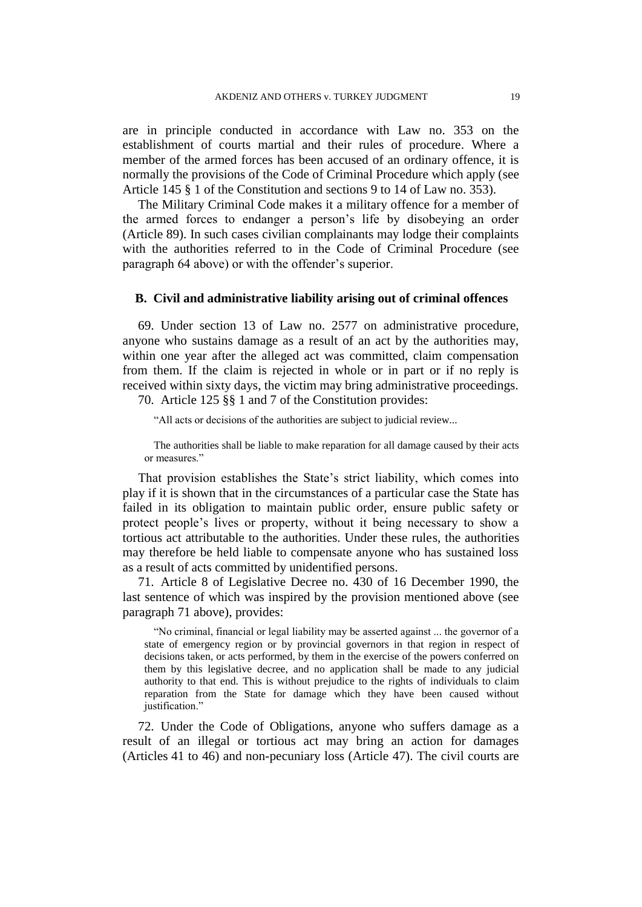are in principle conducted in accordance with Law no. 353 on the establishment of courts martial and their rules of procedure. Where a member of the armed forces has been accused of an ordinary offence, it is normally the provisions of the Code of Criminal Procedure which apply (see Article 145 § 1 of the Constitution and sections 9 to 14 of Law no. 353).

The Military Criminal Code makes it a military offence for a member of the armed forces to endanger a person's life by disobeying an order (Article 89). In such cases civilian complainants may lodge their complaints with the authorities referred to in the Code of Criminal Procedure (see paragraph 64 above) or with the offender's superior.

## B. Civil and administrative liability arising out of criminal offences

69. Under section 13 of Law no. 2577 on administrative procedure, anyone who sustains damage as a result of an act by the authorities may, within one year after the alleged act was committed, claim compensation from them. If the claim is rejected in whole or in part or if no reply is received within sixty days, the victim may bring administrative proceedings.

70. Article 125 §§ 1 and 7 of the Constitution provides:

> "All acts or decisions of the authorities are subject to judicial review...
>
> The authorities shall be liable to make reparation for all damage caused by their acts or measures."

That provision establishes the State's strict liability, which comes into play if it is shown that in the circumstances of a particular case the State has failed in its obligation to maintain public order, ensure public safety or protect people's lives or property, without it being necessary to show a tortious act attributable to the authorities. Under these rules, the authorities may therefore be held liable to compensate anyone who has sustained loss as a result of acts committed by unidentified persons.

71. Article 8 of Legislative Decree no. 430 of 16 December 1990, the last sentence of which was inspired by the provision mentioned above (see paragraph 71 above), provides:

> "No criminal, financial or legal liability may be asserted against ... the governor of a state of emergency region or by provincial governors in that region in respect of decisions taken, or acts performed, by them in the exercise of the powers conferred on them by this legislative decree, and no application shall be made to any judicial authority to that end. This is without prejudice to the rights of individuals to claim reparation from the State for damage which they have been caused without justification."

72. Under the Code of Obligations, anyone who suffers damage as a result of an illegal or tortious act may bring an action for damages (Articles 41 to 46) and non-pecuniary loss (Article 47). The civil courts are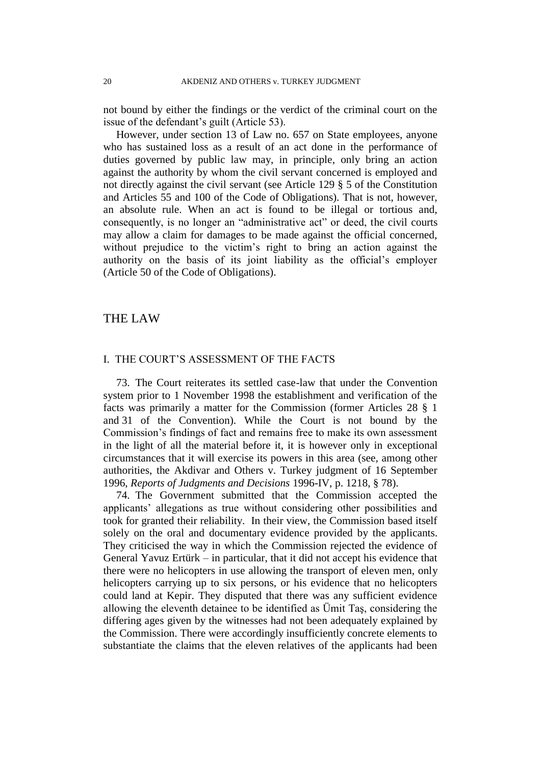not bound by either the findings or the verdict of the criminal court on the issue of the defendant's guilt (Article 53).

However, under section 13 of Law no. 657 on State employees, anyone who has sustained loss as a result of an act done in the performance of duties governed by public law may, in principle, only bring an action against the authority by whom the civil servant concerned is employed and not directly against the civil servant (see Article 129 § 5 of the Constitution and Articles 55 and 100 of the Code of Obligations). That is not, however, an absolute rule. When an act is found to be illegal or tortious and, consequently, is no longer an "administrative act" or deed, the civil courts may allow a claim for damages to be made against the official concerned, without prejudice to the victim's right to bring an action against the authority on the basis of its joint liability as the official's employer (Article 50 of the Code of Obligations).

# THE LAW

## I. THE COURT'S ASSESSMENT OF THE FACTS

73. The Court reiterates its settled case-law that under the Convention system prior to 1 November 1998 the establishment and verification of the facts was primarily a matter for the Commission (former Articles 28 § 1 and 31 of the Convention). While the Court is not bound by the Commission's findings of fact and remains free to make its own assessment in the light of all the material before it, it is however only in exceptional circumstances that it will exercise its powers in this area (see, among other authorities, the Akdivar and Others v. Turkey judgment of 16 September 1996, *Reports of Judgments and Decisions* 1996-IV, p. 1218, § 78).

74. The Government submitted that the Commission accepted the applicants' allegations as true without considering other possibilities and took for granted their reliability. In their view, the Commission based itself solely on the oral and documentary evidence provided by the applicants. They criticised the way in which the Commission rejected the evidence of General Yavuz Ertürk – in particular, that it did not accept his evidence that there were no helicopters in use allowing the transport of eleven men, only helicopters carrying up to six persons, or his evidence that no helicopters could land at Kepir. They disputed that there was any sufficient evidence allowing the eleventh detainee to be identified as Ümit Taş, considering the differing ages given by the witnesses had not been adequately explained by the Commission. There were accordingly insufficiently concrete elements to substantiate the claims that the eleven relatives of the applicants had been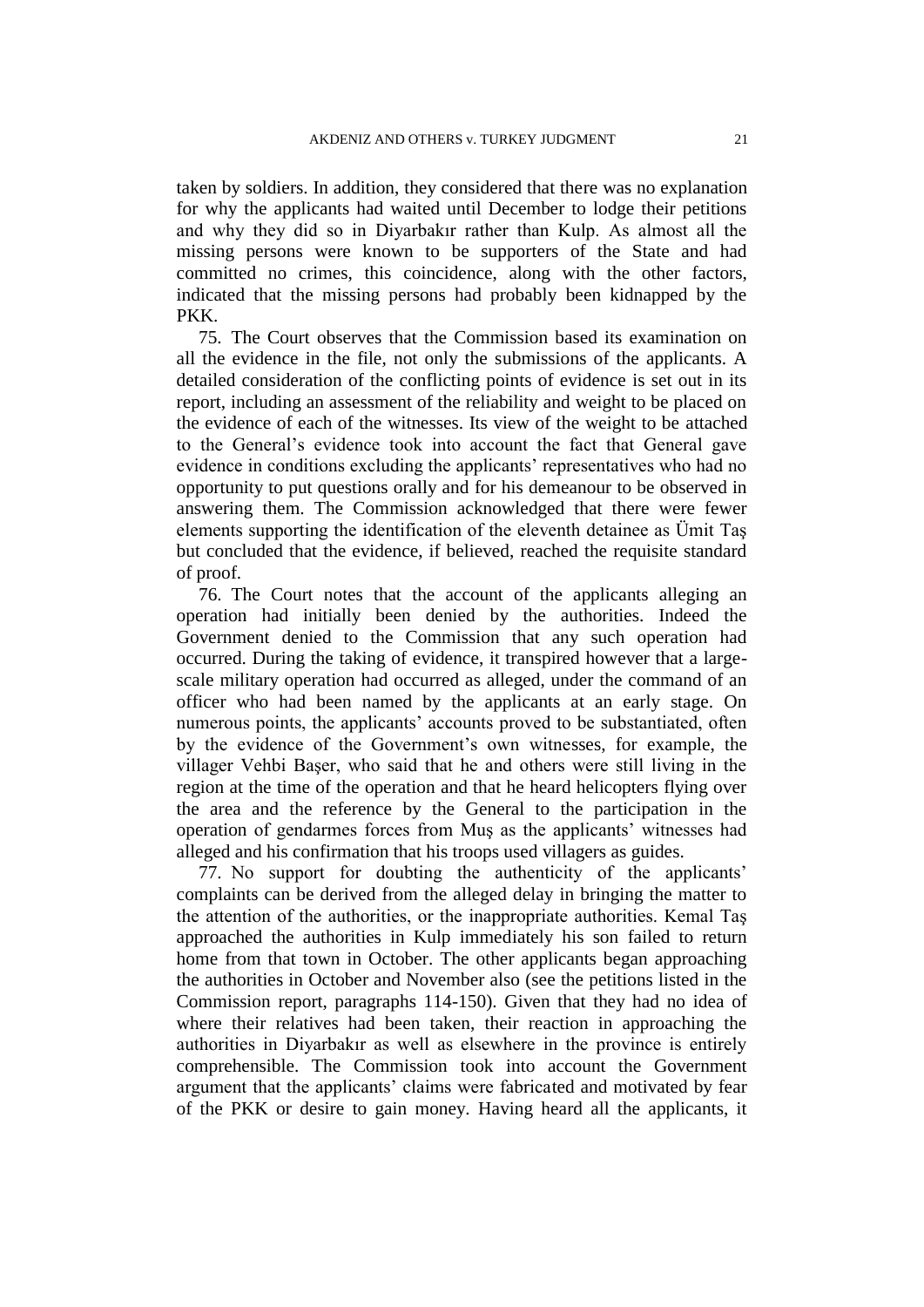taken by soldiers. In addition, they considered that there was no explanation for why the applicants had waited until December to lodge their petitions and why they did so in Diyarbakır rather than Kulp. As almost all the missing persons were known to be supporters of the State and had committed no crimes, this coincidence, along with the other factors, indicated that the missing persons had probably been kidnapped by the PKK.

75. The Court observes that the Commission based its examination on all the evidence in the file, not only the submissions of the applicants. A detailed consideration of the conflicting points of evidence is set out in its report, including an assessment of the reliability and weight to be placed on the evidence of each of the witnesses. Its view of the weight to be attached to the General's evidence took into account the fact that General gave evidence in conditions excluding the applicants' representatives who had no opportunity to put questions orally and for his demeanour to be observed in answering them. The Commission acknowledged that there were fewer elements supporting the identification of the eleventh detainee as Ümit Taş but concluded that the evidence, if believed, reached the requisite standard of proof.

76. The Court notes that the account of the applicants alleging an operation had initially been denied by the authorities. Indeed the Government denied to the Commission that any such operation had occurred. During the taking of evidence, it transpired however that a large-scale military operation had occurred as alleged, under the command of an officer who had been named by the applicants at an early stage. On numerous points, the applicants' accounts proved to be substantiated, often by the evidence of the Government's own witnesses, for example, the villager Vehbi Başer, who said that he and others were still living in the region at the time of the operation and that he heard helicopters flying over the area and the reference by the General to the participation in the operation of gendarmes forces from Muş as the applicants' witnesses had alleged and his confirmation that his troops used villagers as guides.

77. No support for doubting the authenticity of the applicants' complaints can be derived from the alleged delay in bringing the matter to the attention of the authorities, or the inappropriate authorities. Kemal Taş approached the authorities in Kulp immediately his son failed to return home from that town in October. The other applicants began approaching the authorities in October and November also (see the petitions listed in the Commission report, paragraphs 114-150). Given that they had no idea of where their relatives had been taken, their reaction in approaching the authorities in Diyarbakır as well as elsewhere in the province is entirely comprehensible. The Commission took into account the Government argument that the applicants' claims were fabricated and motivated by fear of the PKK or desire to gain money. Having heard all the applicants, it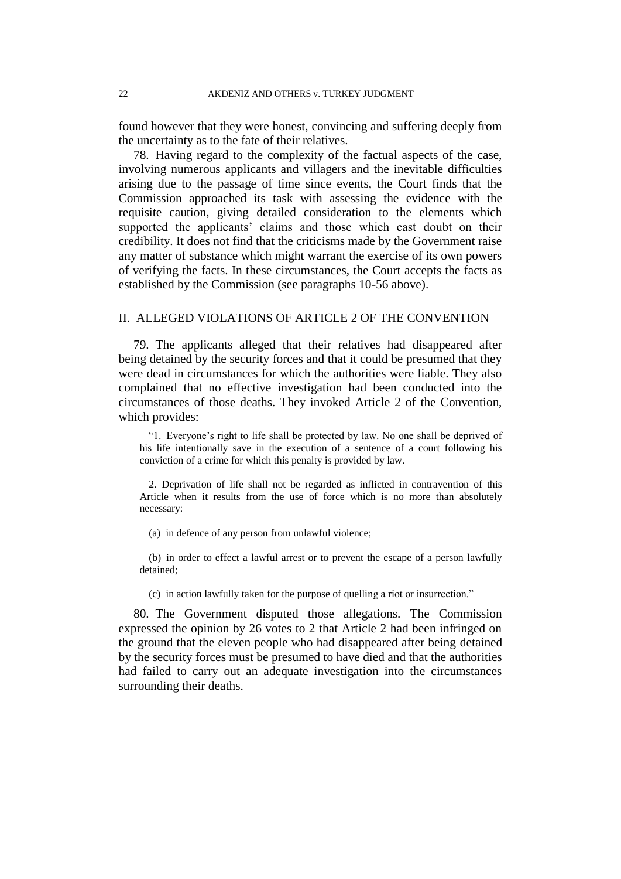found however that they were honest, convincing and suffering deeply from the uncertainty as to the fate of their relatives.

78. Having regard to the complexity of the factual aspects of the case, involving numerous applicants and villagers and the inevitable difficulties arising due to the passage of time since events, the Court finds that the Commission approached its task with assessing the evidence with the requisite caution, giving detailed consideration to the elements which supported the applicants' claims and those which cast doubt on their credibility. It does not find that the criticisms made by the Government raise any matter of substance which might warrant the exercise of its own powers of verifying the facts. In these circumstances, the Court accepts the facts as established by the Commission (see paragraphs 10-56 above).

## II. ALLEGED VIOLATIONS OF ARTICLE 2 OF THE CONVENTION

79. The applicants alleged that their relatives had disappeared after being detained by the security forces and that it could be presumed that they were dead in circumstances for which the authorities were liable. They also complained that no effective investigation had been conducted into the circumstances of those deaths. They invoked Article 2 of the Convention, which provides:

> "1. Everyone's right to life shall be protected by law. No one shall be deprived of his life intentionally save in the execution of a sentence of a court following his conviction of a crime for which this penalty is provided by law.
>
> 2. Deprivation of life shall not be regarded as inflicted in contravention of this Article when it results from the use of force which is no more than absolutely necessary:
>
> (a) in defence of any person from unlawful violence;
>
> (b) in order to effect a lawful arrest or to prevent the escape of a person lawfully detained;
>
> (c) in action lawfully taken for the purpose of quelling a riot or insurrection."

80. The Government disputed those allegations. The Commission expressed the opinion by 26 votes to 2 that Article 2 had been infringed on the ground that the eleven people who had disappeared after being detained by the security forces must be presumed to have died and that the authorities had failed to carry out an adequate investigation into the circumstances surrounding their deaths.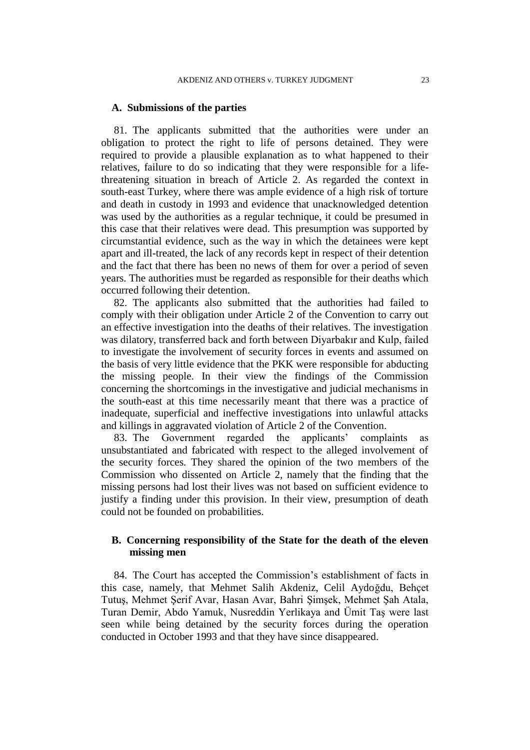## A. Submissions of the parties

81. The applicants submitted that the authorities were under an obligation to protect the right to life of persons detained. They were required to provide a plausible explanation as to what happened to their relatives, failure to do so indicating that they were responsible for a life-threatening situation in breach of Article 2. As regarded the context in south-east Turkey, where there was ample evidence of a high risk of torture and death in custody in 1993 and evidence that unacknowledged detention was used by the authorities as a regular technique, it could be presumed in this case that their relatives were dead. This presumption was supported by circumstantial evidence, such as the way in which the detainees were kept apart and ill-treated, the lack of any records kept in respect of their detention and the fact that there has been no news of them for over a period of seven years. The authorities must be regarded as responsible for their deaths which occurred following their detention.

82. The applicants also submitted that the authorities had failed to comply with their obligation under Article 2 of the Convention to carry out an effective investigation into the deaths of their relatives. The investigation was dilatory, transferred back and forth between Diyarbakır and Kulp, failed to investigate the involvement of security forces in events and assumed on the basis of very little evidence that the PKK were responsible for abducting the missing people. In their view the findings of the Commission concerning the shortcomings in the investigative and judicial mechanisms in the south-east at this time necessarily meant that there was a practice of inadequate, superficial and ineffective investigations into unlawful attacks and killings in aggravated violation of Article 2 of the Convention.

83. The Government regarded the applicants' complaints as unsubstantiated and fabricated with respect to the alleged involvement of the security forces. They shared the opinion of the two members of the Commission who dissented on Article 2, namely that the finding that the missing persons had lost their lives was not based on sufficient evidence to justify a finding under this provision. In their view, presumption of death could not be founded on probabilities.

## B. Concerning responsibility of the State for the death of the eleven missing men

84. The Court has accepted the Commission's establishment of facts in this case, namely, that Mehmet Salih Akdeniz, Celil Aydoğdu, Behçet Tutuş, Mehmet Şerif Avar, Hasan Avar, Bahri Şimşek, Mehmet Şah Atala, Turan Demir, Abdo Yamuk, Nusreddin Yerlikaya and Ümit Taş were last seen while being detained by the security forces during the operation conducted in October 1993 and that they have since disappeared.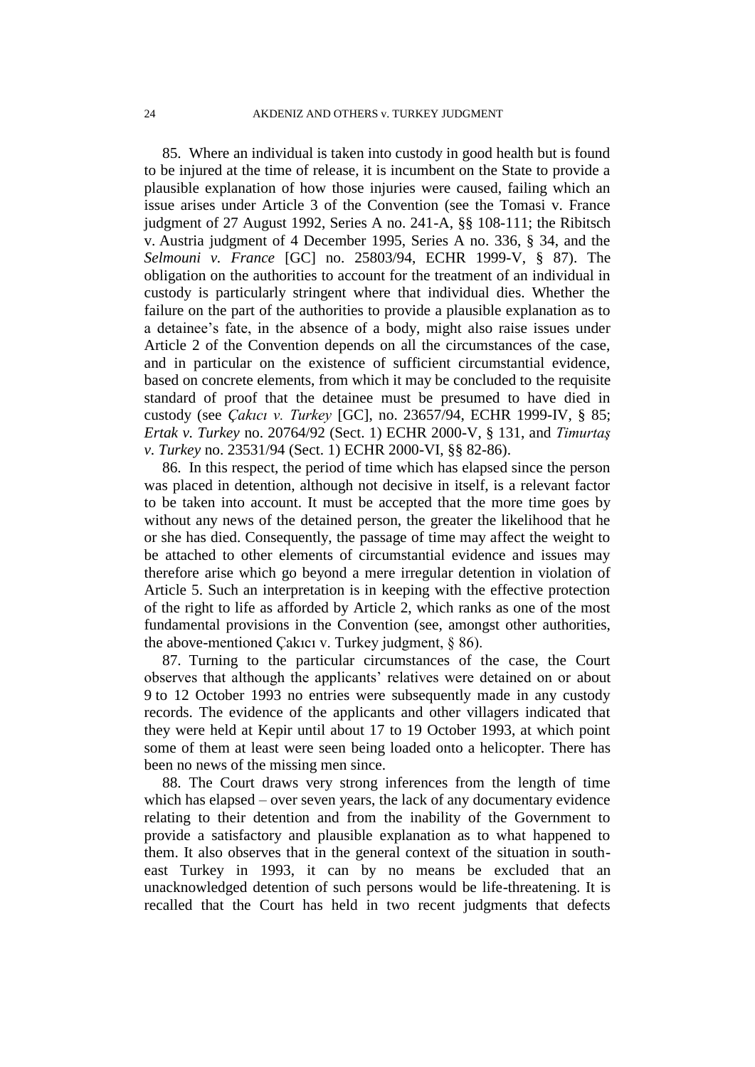85. Where an individual is taken into custody in good health but is found to be injured at the time of release, it is incumbent on the State to provide a plausible explanation of how those injuries were caused, failing which an issue arises under Article 3 of the Convention (see the Tomasi v. France judgment of 27 August 1992, Series A no. 241-A, §§ 108-111; the Ribitsch v. Austria judgment of 4 December 1995, Series A no. 336, § 34, and the *Selmouni v. France* [GC] no. 25803/94, ECHR 1999-V, § 87). The obligation on the authorities to account for the treatment of an individual in custody is particularly stringent where that individual dies. Whether the failure on the part of the authorities to provide a plausible explanation as to a detainee's fate, in the absence of a body, might also raise issues under Article 2 of the Convention depends on all the circumstances of the case, and in particular on the existence of sufficient circumstantial evidence, based on concrete elements, from which it may be concluded to the requisite standard of proof that the detainee must be presumed to have died in custody (see *Çakıcı v. Turkey* [GC], no. 23657/94, ECHR 1999-IV, § 85; *Ertak v. Turkey* no. 20764/92 (Sect. 1) ECHR 2000-V, § 131, and *Timurtaş v. Turkey* no. 23531/94 (Sect. 1) ECHR 2000-VI, §§ 82-86).

86. In this respect, the period of time which has elapsed since the person was placed in detention, although not decisive in itself, is a relevant factor to be taken into account. It must be accepted that the more time goes by without any news of the detained person, the greater the likelihood that he or she has died. Consequently, the passage of time may affect the weight to be attached to other elements of circumstantial evidence and issues may therefore arise which go beyond a mere irregular detention in violation of Article 5. Such an interpretation is in keeping with the effective protection of the right to life as afforded by Article 2, which ranks as one of the most fundamental provisions in the Convention (see, amongst other authorities, the above-mentioned Çakıcı v. Turkey judgment, § 86).

87. Turning to the particular circumstances of the case, the Court observes that although the applicants' relatives were detained on or about 9 to 12 October 1993 no entries were subsequently made in any custody records. The evidence of the applicants and other villagers indicated that they were held at Kepir until about 17 to 19 October 1993, at which point some of them at least were seen being loaded onto a helicopter. There has been no news of the missing men since.

88. The Court draws very strong inferences from the length of time which has elapsed – over seven years, the lack of any documentary evidence relating to their detention and from the inability of the Government to provide a satisfactory and plausible explanation as to what happened to them. It also observes that in the general context of the situation in south-east Turkey in 1993, it can by no means be excluded that an unacknowledged detention of such persons would be life-threatening. It is recalled that the Court has held in two recent judgments that defects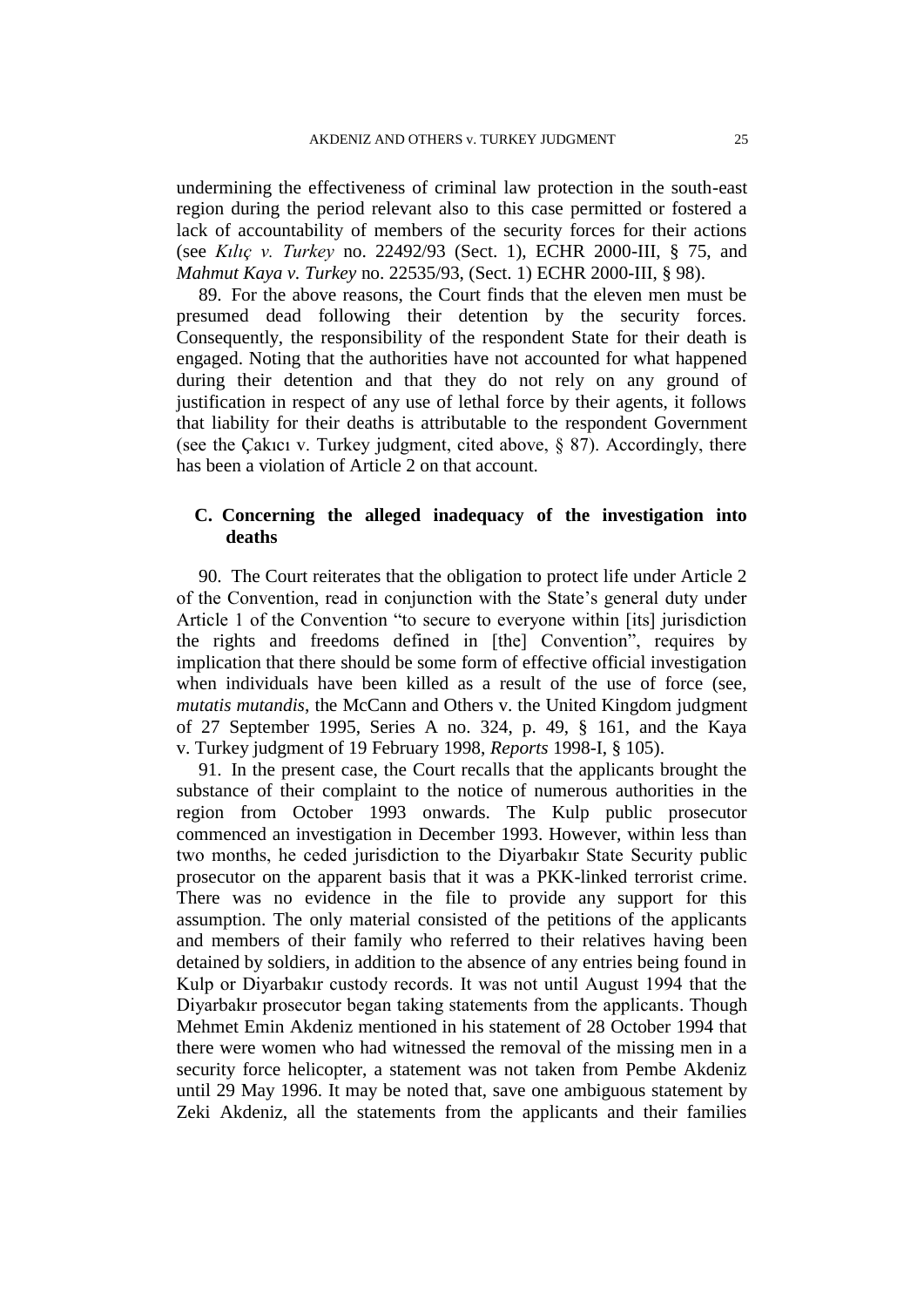undermining the effectiveness of criminal law protection in the south-east region during the period relevant also to this case permitted or fostered a lack of accountability of members of the security forces for their actions (see *Kılıç v. Turkey* no. 22492/93 (Sect. 1), ECHR 2000-III, § 75, and *Mahmut Kaya v. Turkey* no. 22535/93, (Sect. 1) ECHR 2000-III, § 98).

89. For the above reasons, the Court finds that the eleven men must be presumed dead following their detention by the security forces. Consequently, the responsibility of the respondent State for their death is engaged. Noting that the authorities have not accounted for what happened during their detention and that they do not rely on any ground of justification in respect of any use of lethal force by their agents, it follows that liability for their deaths is attributable to the respondent Government (see the Çakıcı v. Turkey judgment, cited above, § 87). Accordingly, there has been a violation of Article 2 on that account.

### C. Concerning the alleged inadequacy of the investigation into deaths

90. The Court reiterates that the obligation to protect life under Article 2 of the Convention, read in conjunction with the State's general duty under Article 1 of the Convention "to secure to everyone within [its] jurisdiction the rights and freedoms defined in [the] Convention", requires by implication that there should be some form of effective official investigation when individuals have been killed as a result of the use of force (see, *mutatis mutandis*, the McCann and Others v. the United Kingdom judgment of 27 September 1995, Series A no. 324, p. 49, § 161, and the Kaya v. Turkey judgment of 19 February 1998, *Reports* 1998-I, § 105).

91. In the present case, the Court recalls that the applicants brought the substance of their complaint to the notice of numerous authorities in the region from October 1993 onwards. The Kulp public prosecutor commenced an investigation in December 1993. However, within less than two months, he ceded jurisdiction to the Diyarbakır State Security public prosecutor on the apparent basis that it was a PKK-linked terrorist crime. There was no evidence in the file to provide any support for this assumption. The only material consisted of the petitions of the applicants and members of their family who referred to their relatives having been detained by soldiers, in addition to the absence of any entries being found in Kulp or Diyarbakır custody records. It was not until August 1994 that the Diyarbakır prosecutor began taking statements from the applicants. Though Mehmet Emin Akdeniz mentioned in his statement of 28 October 1994 that there were women who had witnessed the removal of the missing men in a security force helicopter, a statement was not taken from Pembe Akdeniz until 29 May 1996. It may be noted that, save one ambiguous statement by Zeki Akdeniz, all the statements from the applicants and their families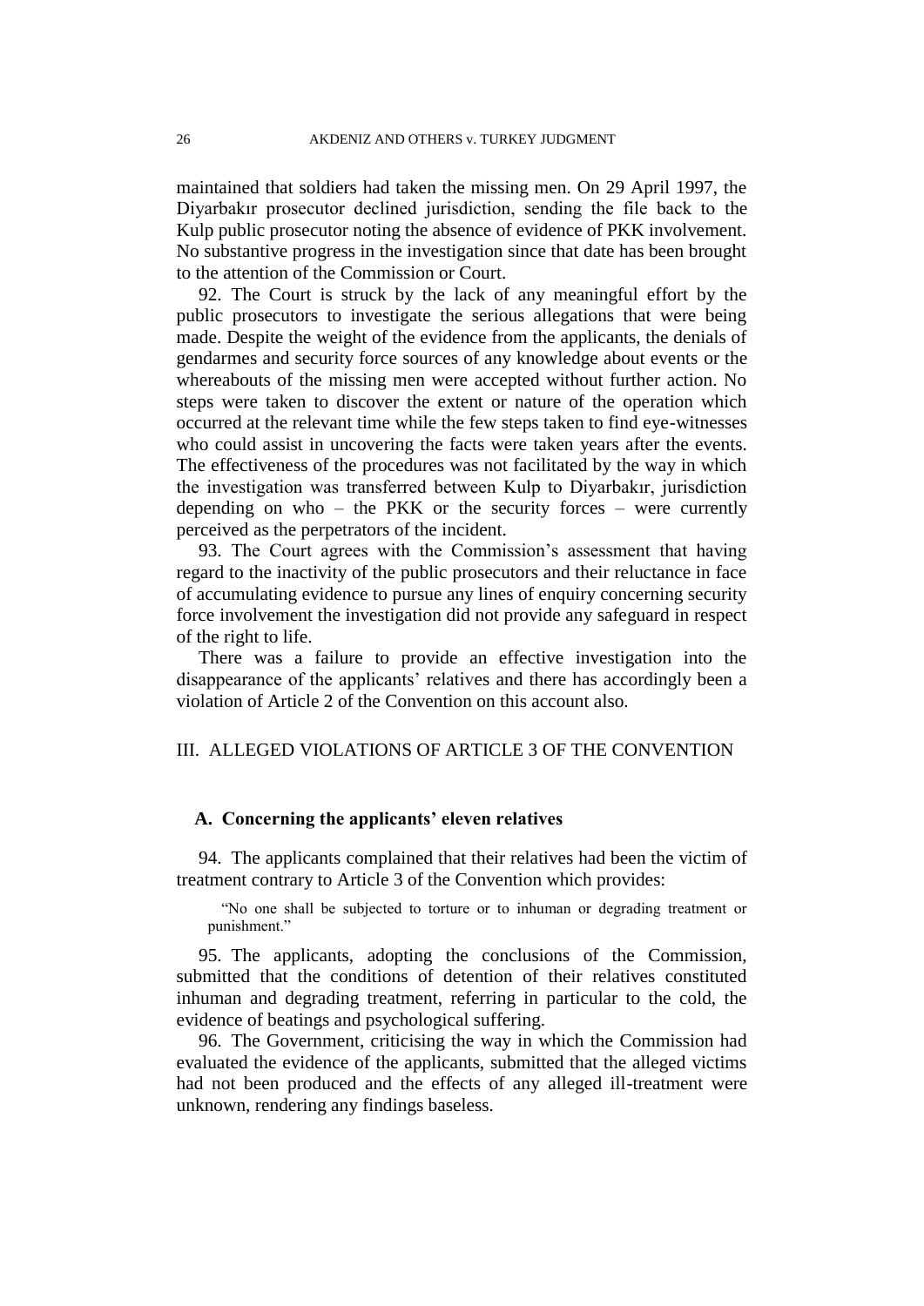maintained that soldiers had taken the missing men. On 29 April 1997, the Diyarbakır prosecutor declined jurisdiction, sending the file back to the Kulp public prosecutor noting the absence of evidence of PKK involvement. No substantive progress in the investigation since that date has been brought to the attention of the Commission or Court.

92. The Court is struck by the lack of any meaningful effort by the public prosecutors to investigate the serious allegations that were being made. Despite the weight of the evidence from the applicants, the denials of gendarmes and security force sources of any knowledge about events or the whereabouts of the missing men were accepted without further action. No steps were taken to discover the extent or nature of the operation which occurred at the relevant time while the few steps taken to find eye-witnesses who could assist in uncovering the facts were taken years after the events. The effectiveness of the procedures was not facilitated by the way in which the investigation was transferred between Kulp to Diyarbakır, jurisdiction depending on who – the PKK or the security forces – were currently perceived as the perpetrators of the incident.

93. The Court agrees with the Commission's assessment that having regard to the inactivity of the public prosecutors and their reluctance in face of accumulating evidence to pursue any lines of enquiry concerning security force involvement the investigation did not provide any safeguard in respect of the right to life.

There was a failure to provide an effective investigation into the disappearance of the applicants' relatives and there has accordingly been a violation of Article 2 of the Convention on this account also.

## III. ALLEGED VIOLATIONS OF ARTICLE 3 OF THE CONVENTION

### A. Concerning the applicants' eleven relatives

94. The applicants complained that their relatives had been the victim of treatment contrary to Article 3 of the Convention which provides:

> "No one shall be subjected to torture or to inhuman or degrading treatment or punishment."

95. The applicants, adopting the conclusions of the Commission, submitted that the conditions of detention of their relatives constituted inhuman and degrading treatment, referring in particular to the cold, the evidence of beatings and psychological suffering.

96. The Government, criticising the way in which the Commission had evaluated the evidence of the applicants, submitted that the alleged victims had not been produced and the effects of any alleged ill-treatment were unknown, rendering any findings baseless.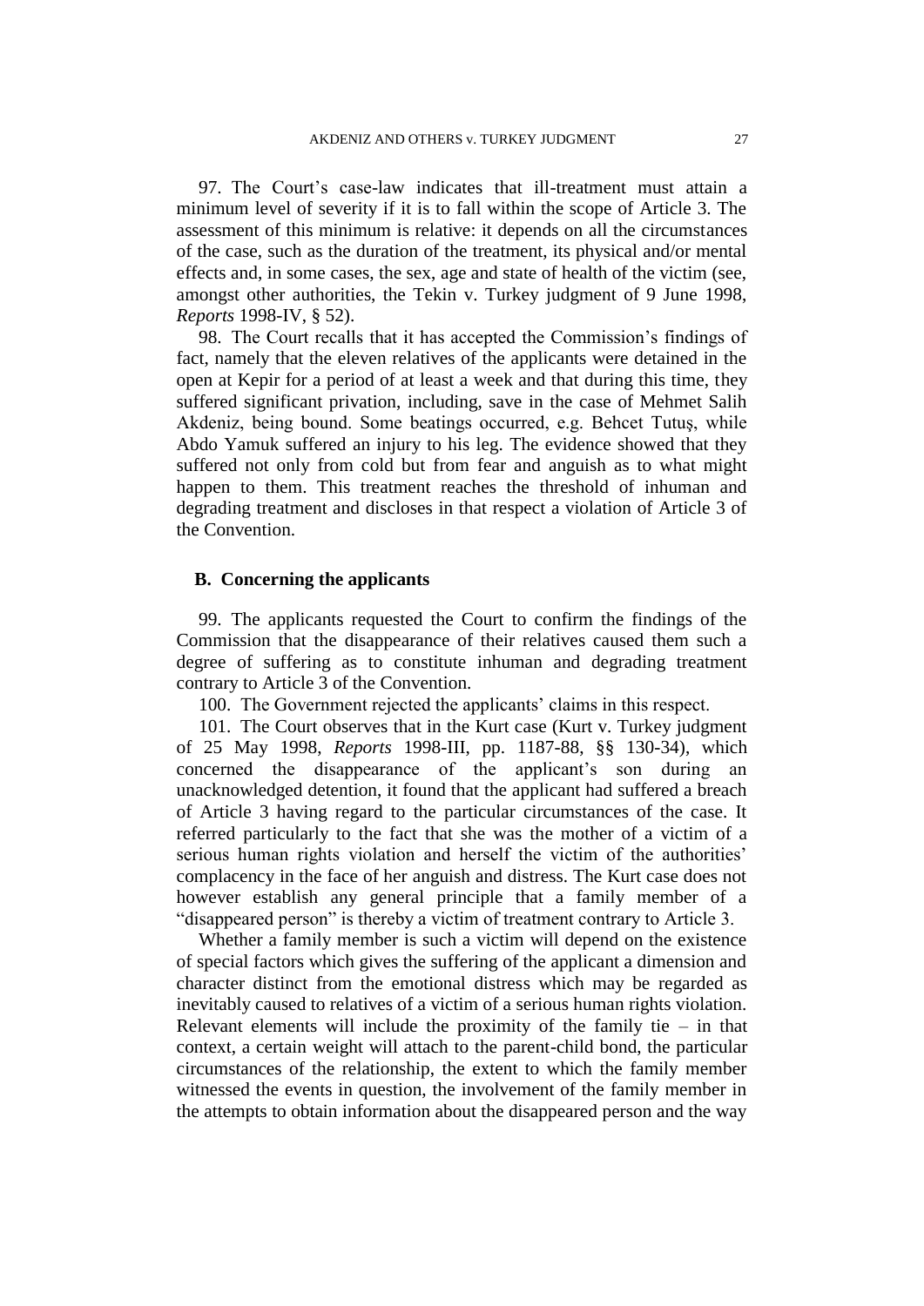97. The Court's case-law indicates that ill-treatment must attain a minimum level of severity if it is to fall within the scope of Article 3. The assessment of this minimum is relative: it depends on all the circumstances of the case, such as the duration of the treatment, its physical and/or mental effects and, in some cases, the sex, age and state of health of the victim (see, amongst other authorities, the Tekin v. Turkey judgment of 9 June 1998, *Reports* 1998-IV, § 52).

98. The Court recalls that it has accepted the Commission's findings of fact, namely that the eleven relatives of the applicants were detained in the open at Kepir for a period of at least a week and that during this time, they suffered significant privation, including, save in the case of Mehmet Salih Akdeniz, being bound. Some beatings occurred, e.g. Behcet Tutuş, while Abdo Yamuk suffered an injury to his leg. The evidence showed that they suffered not only from cold but from fear and anguish as to what might happen to them. This treatment reaches the threshold of inhuman and degrading treatment and discloses in that respect a violation of Article 3 of the Convention.

## B. Concerning the applicants

99. The applicants requested the Court to confirm the findings of the Commission that the disappearance of their relatives caused them such a degree of suffering as to constitute inhuman and degrading treatment contrary to Article 3 of the Convention.

100. The Government rejected the applicants' claims in this respect.

101. The Court observes that in the Kurt case (Kurt v. Turkey judgment of 25 May 1998, *Reports* 1998-III, pp. 1187-88, §§ 130-34), which concerned the disappearance of the applicant's son during an unacknowledged detention, it found that the applicant had suffered a breach of Article 3 having regard to the particular circumstances of the case. It referred particularly to the fact that she was the mother of a victim of a serious human rights violation and herself the victim of the authorities' complacency in the face of her anguish and distress. The Kurt case does not however establish any general principle that a family member of a "disappeared person" is thereby a victim of treatment contrary to Article 3.

Whether a family member is such a victim will depend on the existence of special factors which gives the suffering of the applicant a dimension and character distinct from the emotional distress which may be regarded as inevitably caused to relatives of a victim of a serious human rights violation. Relevant elements will include the proximity of the family tie – in that context, a certain weight will attach to the parent-child bond, the particular circumstances of the relationship, the extent to which the family member witnessed the events in question, the involvement of the family member in the attempts to obtain information about the disappeared person and the way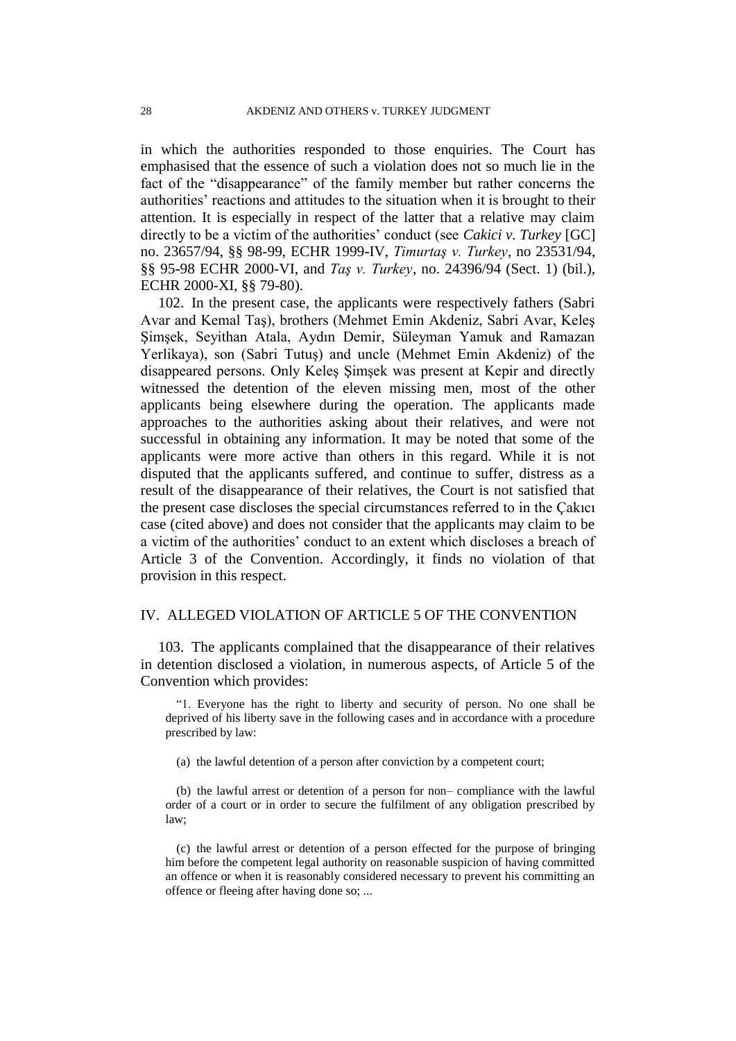in which the authorities responded to those enquiries. The Court has emphasised that the essence of such a violation does not so much lie in the fact of the "disappearance" of the family member but rather concerns the authorities' reactions and attitudes to the situation when it is brought to their attention. It is especially in respect of the latter that a relative may claim directly to be a victim of the authorities' conduct (see *Cakici v. Turkey* [GC] no. 23657/94, §§ 98-99, ECHR 1999-IV, *Timurtaş v. Turkey*, no 23531/94, §§ 95-98 ECHR 2000-VI, and *Taş v. Turkey*, no. 24396/94 (Sect. 1) (bil.), ECHR 2000-XI, §§ 79-80).

102. In the present case, the applicants were respectively fathers (Sabri Avar and Kemal Taş), brothers (Mehmet Emin Akdeniz, Sabri Avar, Keleş Şimşek, Seyithan Atala, Aydın Demir, Süleyman Yamuk and Ramazan Yerlikaya), son (Sabri Tutuş) and uncle (Mehmet Emin Akdeniz) of the disappeared persons. Only Keleş Şimşek was present at Kepir and directly witnessed the detention of the eleven missing men, most of the other applicants being elsewhere during the operation. The applicants made approaches to the authorities asking about their relatives, and were not successful in obtaining any information. It may be noted that some of the applicants were more active than others in this regard. While it is not disputed that the applicants suffered, and continue to suffer, distress as a result of the disappearance of their relatives, the Court is not satisfied that the present case discloses the special circumstances referred to in the Çakıcı case (cited above) and does not consider that the applicants may claim to be a victim of the authorities' conduct to an extent which discloses a breach of Article 3 of the Convention. Accordingly, it finds no violation of that provision in this respect.

## IV. ALLEGED VIOLATION OF ARTICLE 5 OF THE CONVENTION

103. The applicants complained that the disappearance of their relatives in detention disclosed a violation, in numerous aspects, of Article 5 of the Convention which provides:

"1. Everyone has the right to liberty and security of person. No one shall be deprived of his liberty save in the following cases and in accordance with a procedure prescribed by law:

(a) the lawful detention of a person after conviction by a competent court;

(b) the lawful arrest or detention of a person for non– compliance with the lawful order of a court or in order to secure the fulfilment of any obligation prescribed by law;

(c) the lawful arrest or detention of a person effected for the purpose of bringing him before the competent legal authority on reasonable suspicion of having committed an offence or when it is reasonably considered necessary to prevent his committing an offence or fleeing after having done so; ...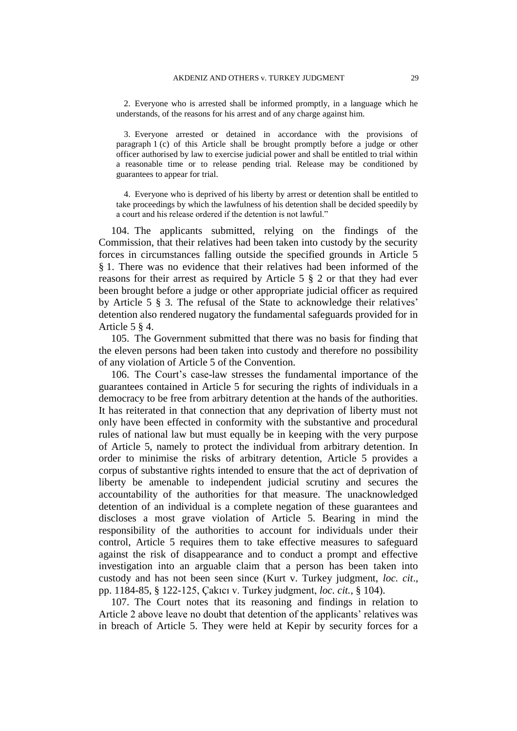2. Everyone who is arrested shall be informed promptly, in a language which he understands, of the reasons for his arrest and of any charge against him.

3. Everyone arrested or detained in accordance with the provisions of paragraph 1 (c) of this Article shall be brought promptly before a judge or other officer authorised by law to exercise judicial power and shall be entitled to trial within a reasonable time or to release pending trial. Release may be conditioned by guarantees to appear for trial.

4. Everyone who is deprived of his liberty by arrest or detention shall be entitled to take proceedings by which the lawfulness of his detention shall be decided speedily by a court and his release ordered if the detention is not lawful."

104. The applicants submitted, relying on the findings of the Commission, that their relatives had been taken into custody by the security forces in circumstances falling outside the specified grounds in Article 5 § 1. There was no evidence that their relatives had been informed of the reasons for their arrest as required by Article 5 § 2 or that they had ever been brought before a judge or other appropriate judicial officer as required by Article 5 § 3. The refusal of the State to acknowledge their relatives' detention also rendered nugatory the fundamental safeguards provided for in Article 5 § 4.

105. The Government submitted that there was no basis for finding that the eleven persons had been taken into custody and therefore no possibility of any violation of Article 5 of the Convention.

106. The Court's case-law stresses the fundamental importance of the guarantees contained in Article 5 for securing the rights of individuals in a democracy to be free from arbitrary detention at the hands of the authorities. It has reiterated in that connection that any deprivation of liberty must not only have been effected in conformity with the substantive and procedural rules of national law but must equally be in keeping with the very purpose of Article 5, namely to protect the individual from arbitrary detention. In order to minimise the risks of arbitrary detention, Article 5 provides a corpus of substantive rights intended to ensure that the act of deprivation of liberty be amenable to independent judicial scrutiny and secures the accountability of the authorities for that measure. The unacknowledged detention of an individual is a complete negation of these guarantees and discloses a most grave violation of Article 5. Bearing in mind the responsibility of the authorities to account for individuals under their control, Article 5 requires them to take effective measures to safeguard against the risk of disappearance and to conduct a prompt and effective investigation into an arguable claim that a person has been taken into custody and has not been seen since (Kurt v. Turkey judgment, *loc. cit*., pp. 1184-85, § 122-125, Çakıcı v. Turkey judgment, *loc. cit.*, § 104).

107. The Court notes that its reasoning and findings in relation to Article 2 above leave no doubt that detention of the applicants' relatives was in breach of Article 5. They were held at Kepir by security forces for a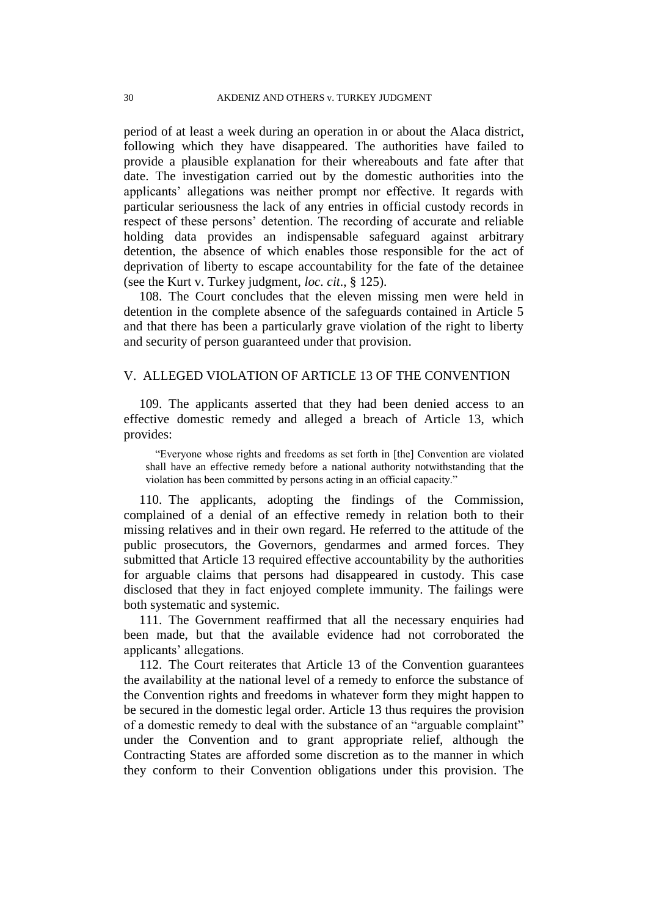period of at least a week during an operation in or about the Alaca district, following which they have disappeared. The authorities have failed to provide a plausible explanation for their whereabouts and fate after that date. The investigation carried out by the domestic authorities into the applicants' allegations was neither prompt nor effective. It regards with particular seriousness the lack of any entries in official custody records in respect of these persons' detention. The recording of accurate and reliable holding data provides an indispensable safeguard against arbitrary detention, the absence of which enables those responsible for the act of deprivation of liberty to escape accountability for the fate of the detainee (see the Kurt v. Turkey judgment, *loc. cit*., § 125).

108. The Court concludes that the eleven missing men were held in detention in the complete absence of the safeguards contained in Article 5 and that there has been a particularly grave violation of the right to liberty and security of person guaranteed under that provision.

## V. ALLEGED VIOLATION OF ARTICLE 13 OF THE CONVENTION

109. The applicants asserted that they had been denied access to an effective domestic remedy and alleged a breach of Article 13, which provides:

> "Everyone whose rights and freedoms as set forth in [the] Convention are violated shall have an effective remedy before a national authority notwithstanding that the violation has been committed by persons acting in an official capacity."

110. The applicants, adopting the findings of the Commission, complained of a denial of an effective remedy in relation both to their missing relatives and in their own regard. He referred to the attitude of the public prosecutors, the Governors, gendarmes and armed forces. They submitted that Article 13 required effective accountability by the authorities for arguable claims that persons had disappeared in custody. This case disclosed that they in fact enjoyed complete immunity. The failings were both systematic and systemic.

111. The Government reaffirmed that all the necessary enquiries had been made, but that the available evidence had not corroborated the applicants' allegations.

112. The Court reiterates that Article 13 of the Convention guarantees the availability at the national level of a remedy to enforce the substance of the Convention rights and freedoms in whatever form they might happen to be secured in the domestic legal order. Article 13 thus requires the provision of a domestic remedy to deal with the substance of an "arguable complaint" under the Convention and to grant appropriate relief, although the Contracting States are afforded some discretion as to the manner in which they conform to their Convention obligations under this provision. The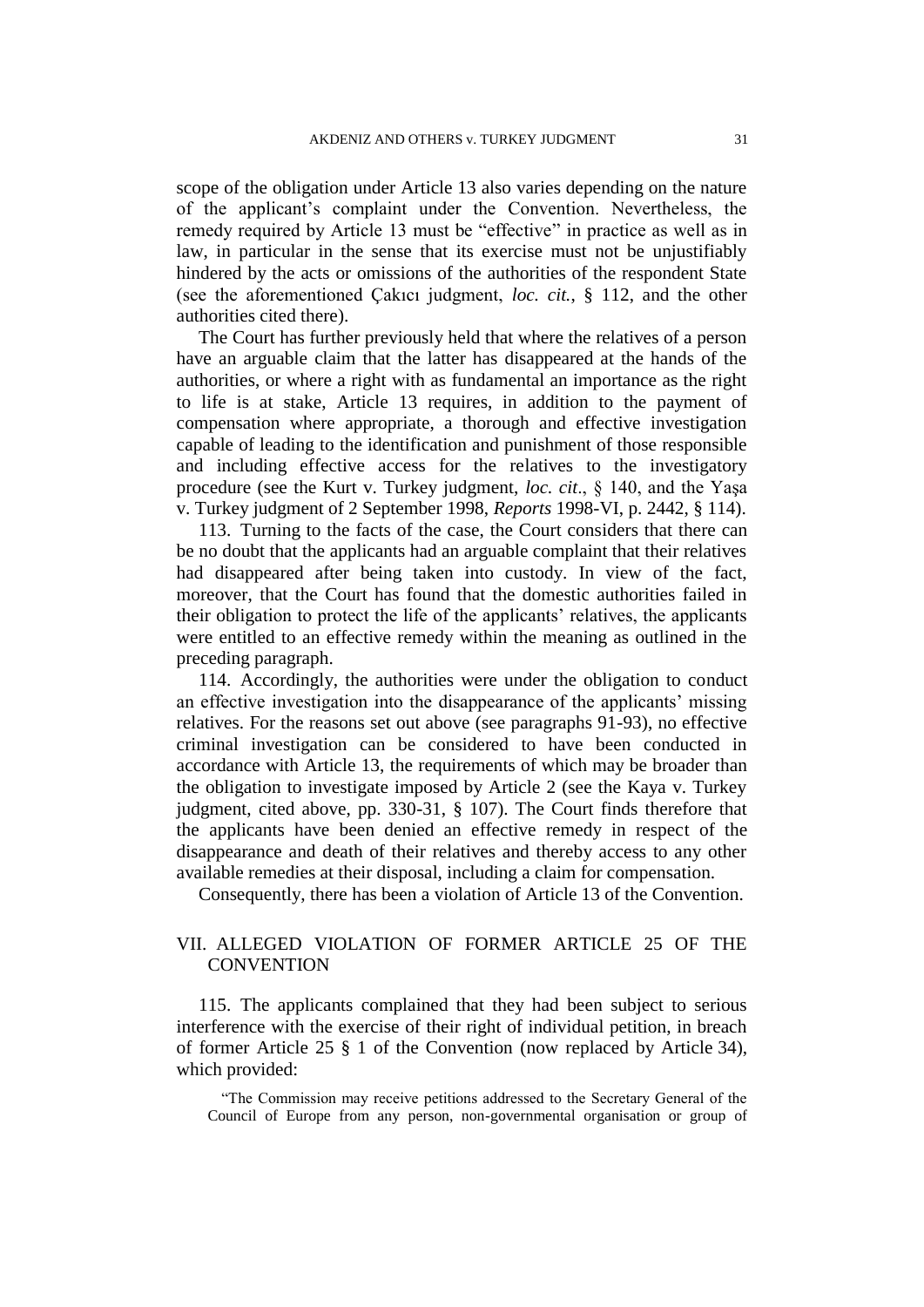scope of the obligation under Article 13 also varies depending on the nature of the applicant's complaint under the Convention. Nevertheless, the remedy required by Article 13 must be "effective" in practice as well as in law, in particular in the sense that its exercise must not be unjustifiably hindered by the acts or omissions of the authorities of the respondent State (see the aforementioned Çakıcı judgment, *loc. cit.*, § 112, and the other authorities cited there).

The Court has further previously held that where the relatives of a person have an arguable claim that the latter has disappeared at the hands of the authorities, or where a right with as fundamental an importance as the right to life is at stake, Article 13 requires, in addition to the payment of compensation where appropriate, a thorough and effective investigation capable of leading to the identification and punishment of those responsible and including effective access for the relatives to the investigatory procedure (see the Kurt v. Turkey judgment, *loc. cit*., § 140, and the Yaşa v. Turkey judgment of 2 September 1998, *Reports* 1998-VI, p. 2442, § 114).

113. Turning to the facts of the case, the Court considers that there can be no doubt that the applicants had an arguable complaint that their relatives had disappeared after being taken into custody. In view of the fact, moreover, that the Court has found that the domestic authorities failed in their obligation to protect the life of the applicants' relatives, the applicants were entitled to an effective remedy within the meaning as outlined in the preceding paragraph.

114. Accordingly, the authorities were under the obligation to conduct an effective investigation into the disappearance of the applicants' missing relatives. For the reasons set out above (see paragraphs 91-93), no effective criminal investigation can be considered to have been conducted in accordance with Article 13, the requirements of which may be broader than the obligation to investigate imposed by Article 2 (see the Kaya v. Turkey judgment, cited above, pp. 330-31, § 107). The Court finds therefore that the applicants have been denied an effective remedy in respect of the disappearance and death of their relatives and thereby access to any other available remedies at their disposal, including a claim for compensation.

Consequently, there has been a violation of Article 13 of the Convention.

## VII. ALLEGED VIOLATION OF FORMER ARTICLE 25 OF THE CONVENTION

115. The applicants complained that they had been subject to serious interference with the exercise of their right of individual petition, in breach of former Article 25 § 1 of the Convention (now replaced by Article 34), which provided:

> "The Commission may receive petitions addressed to the Secretary General of the Council of Europe from any person, non-governmental organisation or group of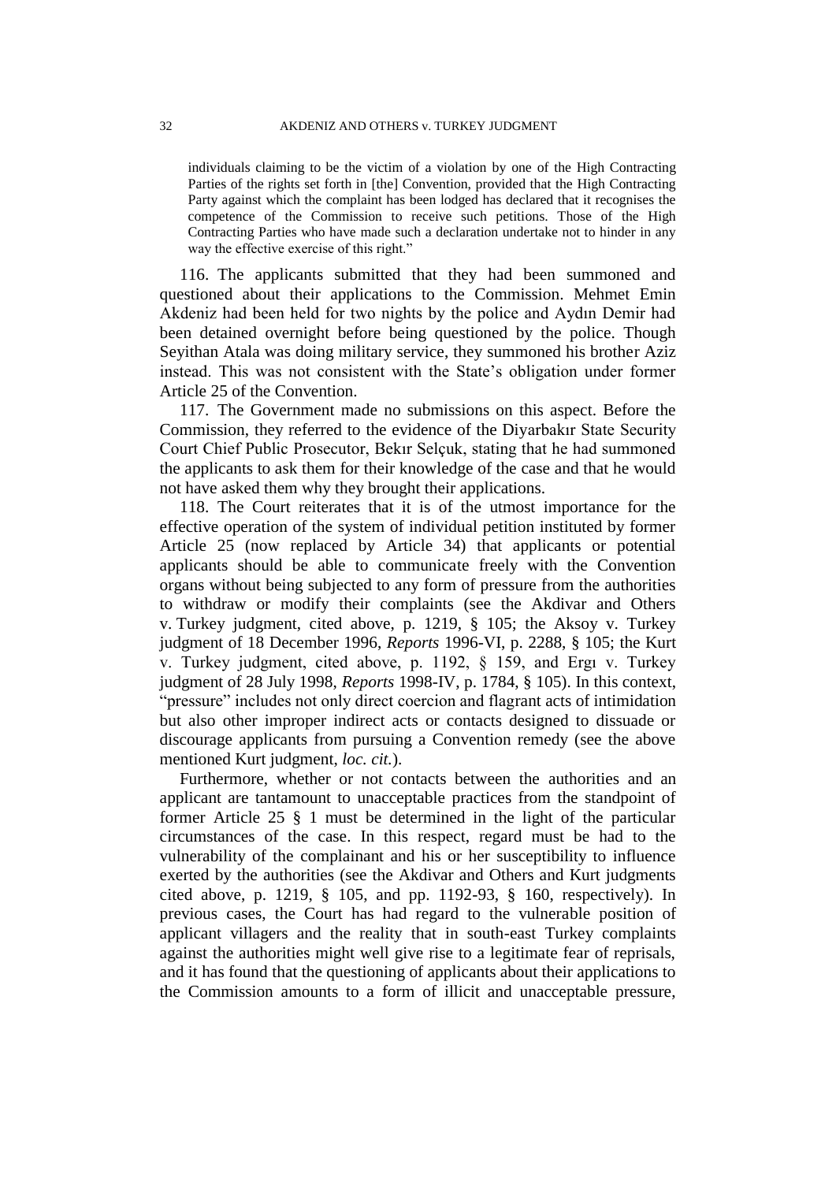individuals claiming to be the victim of a violation by one of the High Contracting Parties of the rights set forth in [the] Convention, provided that the High Contracting Party against which the complaint has been lodged has declared that it recognises the competence of the Commission to receive such petitions. Those of the High Contracting Parties who have made such a declaration undertake not to hinder in any way the effective exercise of this right."

116. The applicants submitted that they had been summoned and questioned about their applications to the Commission. Mehmet Emin Akdeniz had been held for two nights by the police and Aydın Demir had been detained overnight before being questioned by the police. Though Seyithan Atala was doing military service, they summoned his brother Aziz instead. This was not consistent with the State's obligation under former Article 25 of the Convention.

117. The Government made no submissions on this aspect. Before the Commission, they referred to the evidence of the Diyarbakır State Security Court Chief Public Prosecutor, Bekır Selçuk, stating that he had summoned the applicants to ask them for their knowledge of the case and that he would not have asked them why they brought their applications.

118. The Court reiterates that it is of the utmost importance for the effective operation of the system of individual petition instituted by former Article 25 (now replaced by Article 34) that applicants or potential applicants should be able to communicate freely with the Convention organs without being subjected to any form of pressure from the authorities to withdraw or modify their complaints (see the Akdivar and Others v. Turkey judgment, cited above, p. 1219, § 105; the Aksoy v. Turkey judgment of 18 December 1996, *Reports* 1996-VI, p. 2288, § 105; the Kurt v. Turkey judgment, cited above, p. 1192, § 159, and Ergı v. Turkey judgment of 28 July 1998, *Reports* 1998-IV, p. 1784, § 105). In this context, "pressure" includes not only direct coercion and flagrant acts of intimidation but also other improper indirect acts or contacts designed to dissuade or discourage applicants from pursuing a Convention remedy (see the above mentioned Kurt judgment, *loc. cit.*).

Furthermore, whether or not contacts between the authorities and an applicant are tantamount to unacceptable practices from the standpoint of former Article 25 § 1 must be determined in the light of the particular circumstances of the case. In this respect, regard must be had to the vulnerability of the complainant and his or her susceptibility to influence exerted by the authorities (see the Akdivar and Others and Kurt judgments cited above, p. 1219, § 105, and pp. 1192-93, § 160, respectively). In previous cases, the Court has had regard to the vulnerable position of applicant villagers and the reality that in south-east Turkey complaints against the authorities might well give rise to a legitimate fear of reprisals, and it has found that the questioning of applicants about their applications to the Commission amounts to a form of illicit and unacceptable pressure,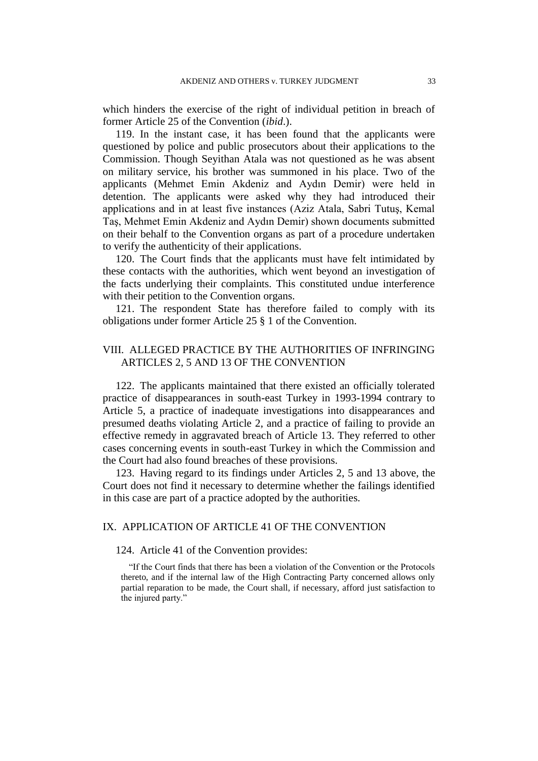which hinders the exercise of the right of individual petition in breach of former Article 25 of the Convention (*ibid*.).

119. In the instant case, it has been found that the applicants were questioned by police and public prosecutors about their applications to the Commission. Though Seyithan Atala was not questioned as he was absent on military service, his brother was summoned in his place. Two of the applicants (Mehmet Emin Akdeniz and Aydın Demir) were held in detention. The applicants were asked why they had introduced their applications and in at least five instances (Aziz Atala, Sabri Tutuş, Kemal Taş, Mehmet Emin Akdeniz and Aydın Demir) shown documents submitted on their behalf to the Convention organs as part of a procedure undertaken to verify the authenticity of their applications.

120. The Court finds that the applicants must have felt intimidated by these contacts with the authorities, which went beyond an investigation of the facts underlying their complaints. This constituted undue interference with their petition to the Convention organs.

121. The respondent State has therefore failed to comply with its obligations under former Article 25 § 1 of the Convention.

## VIII. ALLEGED PRACTICE BY THE AUTHORITIES OF INFRINGING ARTICLES 2, 5 AND 13 OF THE CONVENTION

122. The applicants maintained that there existed an officially tolerated practice of disappearances in south-east Turkey in 1993-1994 contrary to Article 5, a practice of inadequate investigations into disappearances and presumed deaths violating Article 2, and a practice of failing to provide an effective remedy in aggravated breach of Article 13. They referred to other cases concerning events in south-east Turkey in which the Commission and the Court had also found breaches of these provisions.

123. Having regard to its findings under Articles 2, 5 and 13 above, the Court does not find it necessary to determine whether the failings identified in this case are part of a practice adopted by the authorities.

## IX. APPLICATION OF ARTICLE 41 OF THE CONVENTION

124. Article 41 of the Convention provides:

> "If the Court finds that there has been a violation of the Convention or the Protocols thereto, and if the internal law of the High Contracting Party concerned allows only partial reparation to be made, the Court shall, if necessary, afford just satisfaction to the injured party."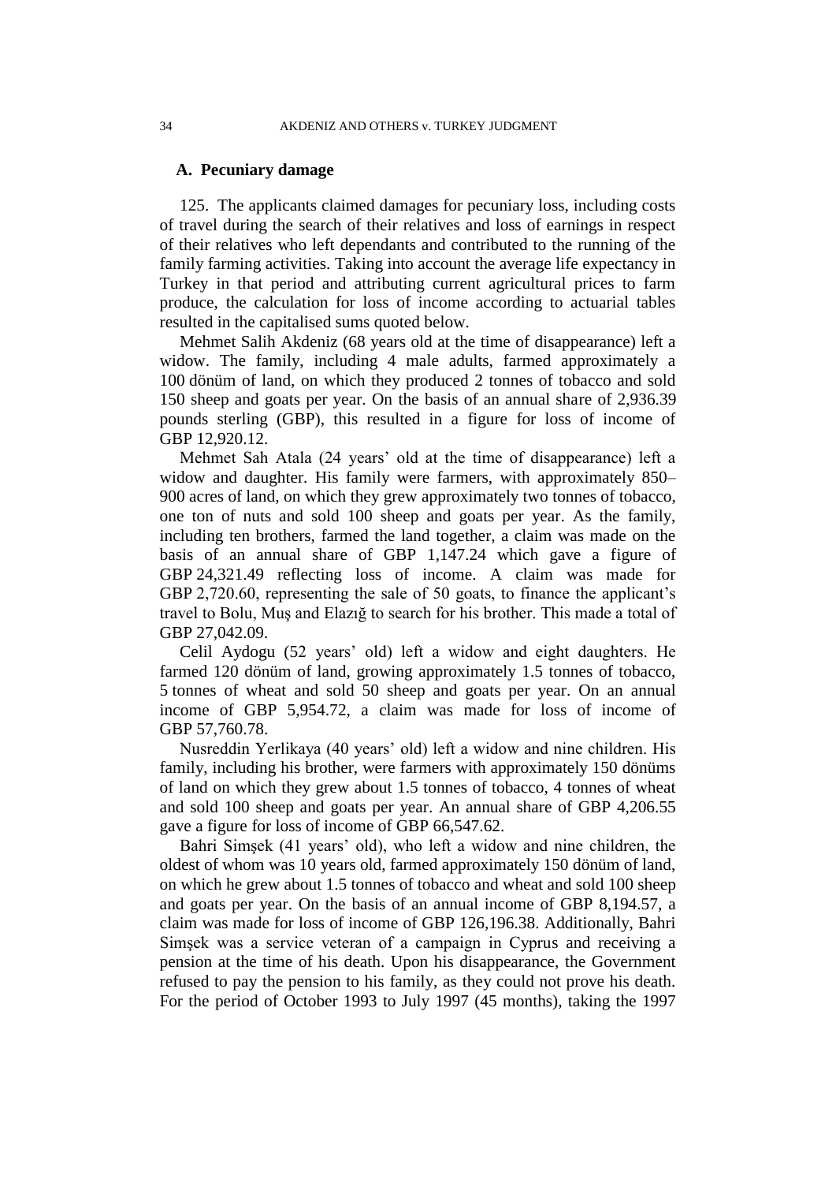### A. Pecuniary damage

125. The applicants claimed damages for pecuniary loss, including costs of travel during the search of their relatives and loss of earnings in respect of their relatives who left dependants and contributed to the running of the family farming activities. Taking into account the average life expectancy in Turkey in that period and attributing current agricultural prices to farm produce, the calculation for loss of income according to actuarial tables resulted in the capitalised sums quoted below.

Mehmet Salih Akdeniz (68 years old at the time of disappearance) left a widow. The family, including 4 male adults, farmed approximately a 100 dönüm of land, on which they produced 2 tonnes of tobacco and sold 150 sheep and goats per year. On the basis of an annual share of 2,936.39 pounds sterling (GBP), this resulted in a figure for loss of income of GBP 12,920.12.

Mehmet Sah Atala (24 years' old at the time of disappearance) left a widow and daughter. His family were farmers, with approximately 850–900 acres of land, on which they grew approximately two tonnes of tobacco, one ton of nuts and sold 100 sheep and goats per year. As the family, including ten brothers, farmed the land together, a claim was made on the basis of an annual share of GBP 1,147.24 which gave a figure of GBP 24,321.49 reflecting loss of income. A claim was made for GBP 2,720.60, representing the sale of 50 goats, to finance the applicant's travel to Bolu, Muş and Elazığ to search for his brother. This made a total of GBP 27,042.09.

Celil Aydogu (52 years' old) left a widow and eight daughters. He farmed 120 dönüm of land, growing approximately 1.5 tonnes of tobacco, 5 tonnes of wheat and sold 50 sheep and goats per year. On an annual income of GBP 5,954.72, a claim was made for loss of income of GBP 57,760.78.

Nusreddin Yerlikaya (40 years' old) left a widow and nine children. His family, including his brother, were farmers with approximately 150 dönüms of land on which they grew about 1.5 tonnes of tobacco, 4 tonnes of wheat and sold 100 sheep and goats per year. An annual share of GBP 4,206.55 gave a figure for loss of income of GBP 66,547.62.

Bahri Simşek (41 years' old), who left a widow and nine children, the oldest of whom was 10 years old, farmed approximately 150 dönüm of land, on which he grew about 1.5 tonnes of tobacco and wheat and sold 100 sheep and goats per year. On the basis of an annual income of GBP 8,194.57, a claim was made for loss of income of GBP 126,196.38. Additionally, Bahri Simşek was a service veteran of a campaign in Cyprus and receiving a pension at the time of his death. Upon his disappearance, the Government refused to pay the pension to his family, as they could not prove his death. For the period of October 1993 to July 1997 (45 months), taking the 1997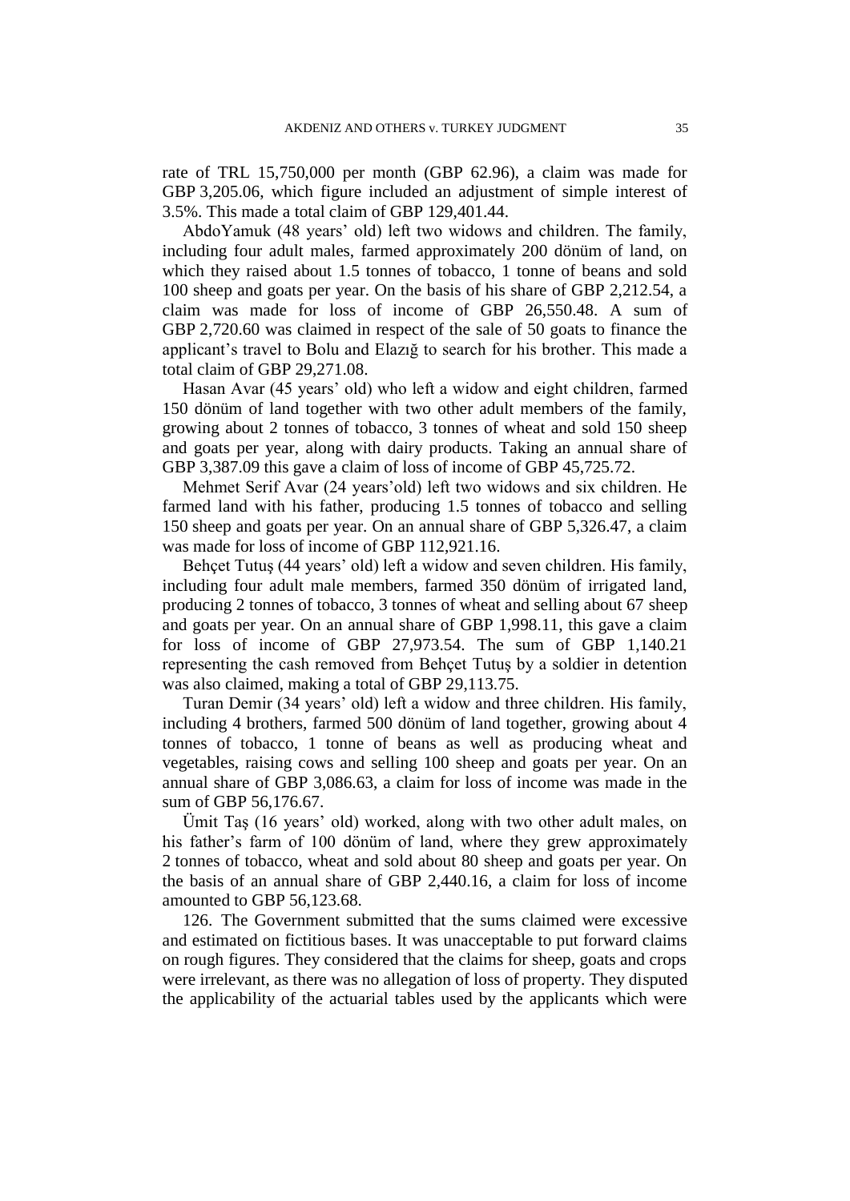rate of TRL 15,750,000 per month (GBP 62.96), a claim was made for GBP 3,205.06, which figure included an adjustment of simple interest of 3.5%. This made a total claim of GBP 129,401.44.

AbdoYamuk (48 years' old) left two widows and children. The family, including four adult males, farmed approximately 200 dönüm of land, on which they raised about 1.5 tonnes of tobacco, 1 tonne of beans and sold 100 sheep and goats per year. On the basis of his share of GBP 2,212.54, a claim was made for loss of income of GBP 26,550.48. A sum of GBP 2,720.60 was claimed in respect of the sale of 50 goats to finance the applicant's travel to Bolu and Elazığ to search for his brother. This made a total claim of GBP 29,271.08.

Hasan Avar (45 years' old) who left a widow and eight children, farmed 150 dönüm of land together with two other adult members of the family, growing about 2 tonnes of tobacco, 3 tonnes of wheat and sold 150 sheep and goats per year, along with dairy products. Taking an annual share of GBP 3,387.09 this gave a claim of loss of income of GBP 45,725.72.

Mehmet Serif Avar (24 years'old) left two widows and six children. He farmed land with his father, producing 1.5 tonnes of tobacco and selling 150 sheep and goats per year. On an annual share of GBP 5,326.47, a claim was made for loss of income of GBP 112,921.16.

Behçet Tutuş (44 years' old) left a widow and seven children. His family, including four adult male members, farmed 350 dönüm of irrigated land, producing 2 tonnes of tobacco, 3 tonnes of wheat and selling about 67 sheep and goats per year. On an annual share of GBP 1,998.11, this gave a claim for loss of income of GBP 27,973.54. The sum of GBP 1,140.21 representing the cash removed from Behçet Tutuş by a soldier in detention was also claimed, making a total of GBP 29,113.75.

Turan Demir (34 years' old) left a widow and three children. His family, including 4 brothers, farmed 500 dönüm of land together, growing about 4 tonnes of tobacco, 1 tonne of beans as well as producing wheat and vegetables, raising cows and selling 100 sheep and goats per year. On an annual share of GBP 3,086.63, a claim for loss of income was made in the sum of GBP 56,176.67.

Ümit Taş (16 years' old) worked, along with two other adult males, on his father's farm of 100 dönüm of land, where they grew approximately 2 tonnes of tobacco, wheat and sold about 80 sheep and goats per year. On the basis of an annual share of GBP 2,440.16, a claim for loss of income amounted to GBP 56,123.68.

126. The Government submitted that the sums claimed were excessive and estimated on fictitious bases. It was unacceptable to put forward claims on rough figures. They considered that the claims for sheep, goats and crops were irrelevant, as there was no allegation of loss of property. They disputed the applicability of the actuarial tables used by the applicants which were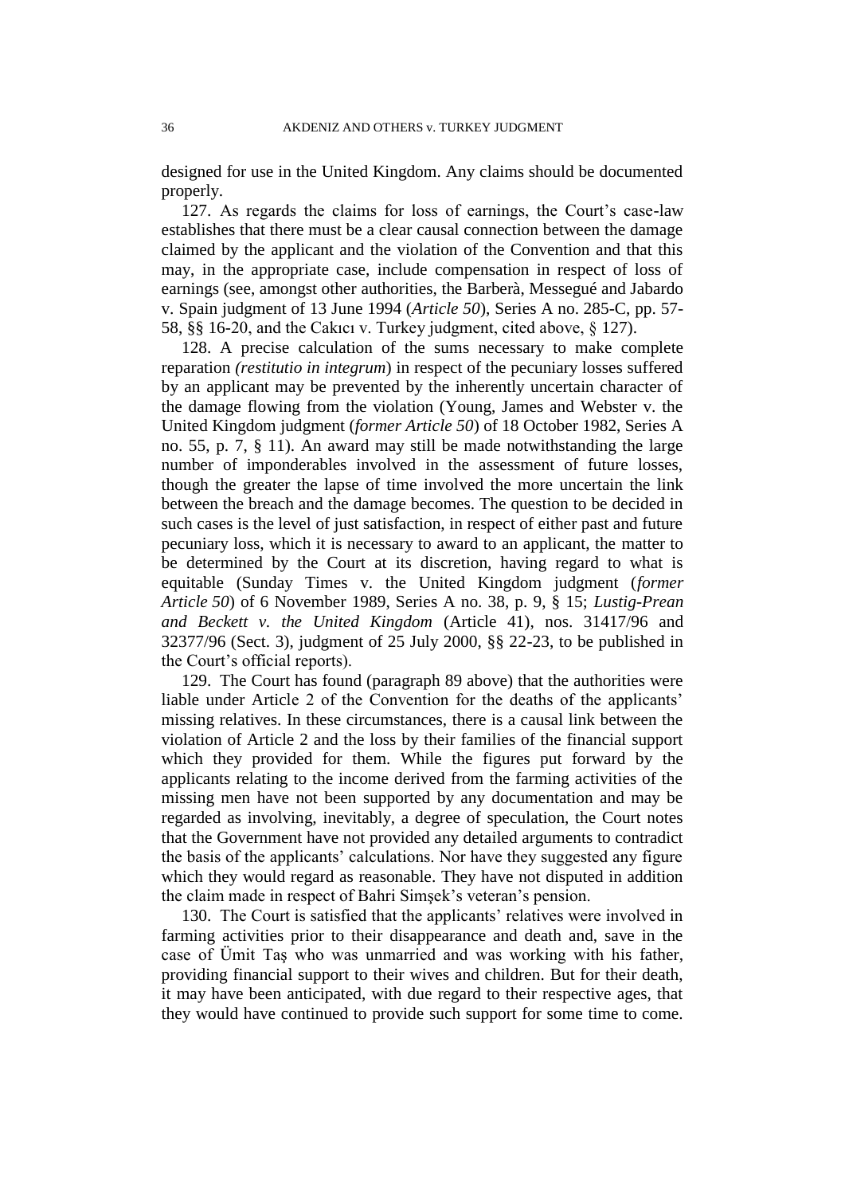designed for use in the United Kingdom. Any claims should be documented properly.

127. As regards the claims for loss of earnings, the Court's case-law establishes that there must be a clear causal connection between the damage claimed by the applicant and the violation of the Convention and that this may, in the appropriate case, include compensation in respect of loss of earnings (see, amongst other authorities, the Barberà, Messegué and Jabardo v. Spain judgment of 13 June 1994 (*Article 50*), Series A no. 285-C, pp. 57-58, §§ 16-20, and the Cakıcı v. Turkey judgment, cited above, § 127).

128. A precise calculation of the sums necessary to make complete reparation *(restitutio in integrum*) in respect of the pecuniary losses suffered by an applicant may be prevented by the inherently uncertain character of the damage flowing from the violation (Young, James and Webster v. the United Kingdom judgment (*former Article 50*) of 18 October 1982, Series A no. 55, p. 7, § 11). An award may still be made notwithstanding the large number of imponderables involved in the assessment of future losses, though the greater the lapse of time involved the more uncertain the link between the breach and the damage becomes. The question to be decided in such cases is the level of just satisfaction, in respect of either past and future pecuniary loss, which it is necessary to award to an applicant, the matter to be determined by the Court at its discretion, having regard to what is equitable (Sunday Times v. the United Kingdom judgment (*former Article 50*) of 6 November 1989, Series A no. 38, p. 9, § 15; *Lustig-Prean and Beckett v. the United Kingdom* (Article 41), nos. 31417/96 and 32377/96 (Sect. 3), judgment of 25 July 2000, §§ 22-23, to be published in the Court's official reports).

129. The Court has found (paragraph 89 above) that the authorities were liable under Article 2 of the Convention for the deaths of the applicants' missing relatives. In these circumstances, there is a causal link between the violation of Article 2 and the loss by their families of the financial support which they provided for them. While the figures put forward by the applicants relating to the income derived from the farming activities of the missing men have not been supported by any documentation and may be regarded as involving, inevitably, a degree of speculation, the Court notes that the Government have not provided any detailed arguments to contradict the basis of the applicants' calculations. Nor have they suggested any figure which they would regard as reasonable. They have not disputed in addition the claim made in respect of Bahri Simşek's veteran's pension.

130. The Court is satisfied that the applicants' relatives were involved in farming activities prior to their disappearance and death and, save in the case of Ümit Taş who was unmarried and was working with his father, providing financial support to their wives and children. But for their death, it may have been anticipated, with due regard to their respective ages, that they would have continued to provide such support for some time to come.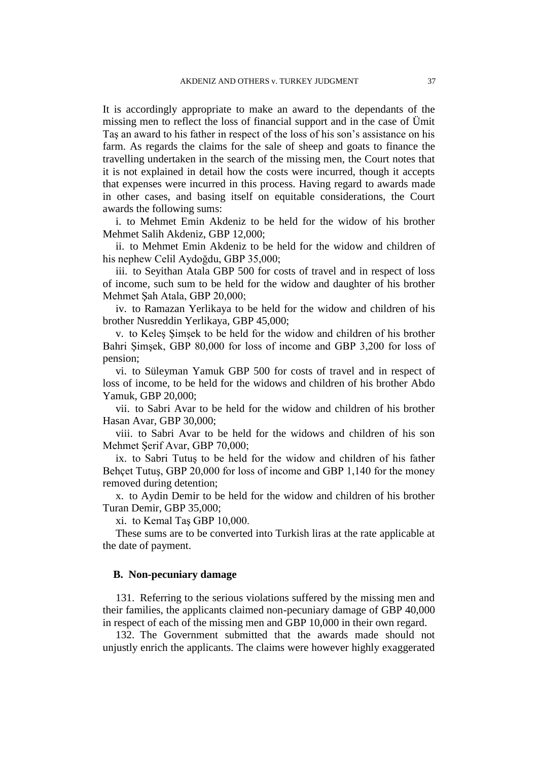It is accordingly appropriate to make an award to the dependants of the missing men to reflect the loss of financial support and in the case of Ümit Taş an award to his father in respect of the loss of his son's assistance on his farm. As regards the claims for the sale of sheep and goats to finance the travelling undertaken in the search of the missing men, the Court notes that it is not explained in detail how the costs were incurred, though it accepts that expenses were incurred in this process. Having regard to awards made in other cases, and basing itself on equitable considerations, the Court awards the following sums:

i. to Mehmet Emin Akdeniz to be held for the widow of his brother Mehmet Salih Akdeniz, GBP 12,000;

ii. to Mehmet Emin Akdeniz to be held for the widow and children of his nephew Celil Aydoğdu, GBP 35,000;

iii. to Seyithan Atala GBP 500 for costs of travel and in respect of loss of income, such sum to be held for the widow and daughter of his brother Mehmet Şah Atala, GBP 20,000;

iv. to Ramazan Yerlikaya to be held for the widow and children of his brother Nusreddin Yerlikaya, GBP 45,000;

v. to Keleş Şimşek to be held for the widow and children of his brother Bahri Şimşek, GBP 80,000 for loss of income and GBP 3,200 for loss of pension;

vi. to Süleyman Yamuk GBP 500 for costs of travel and in respect of loss of income, to be held for the widows and children of his brother Abdo Yamuk, GBP 20,000;

vii. to Sabri Avar to be held for the widow and children of his brother Hasan Avar, GBP 30,000;

viii. to Sabri Avar to be held for the widows and children of his son Mehmet Şerif Avar, GBP 70,000;

ix. to Sabri Tutuş to be held for the widow and children of his father Behçet Tutuş, GBP 20,000 for loss of income and GBP 1,140 for the money removed during detention;

x. to Aydin Demir to be held for the widow and children of his brother Turan Demir, GBP 35,000;

xi. to Kemal Taş GBP 10,000.

These sums are to be converted into Turkish liras at the rate applicable at the date of payment.

### B. Non-pecuniary damage

131. Referring to the serious violations suffered by the missing men and their families, the applicants claimed non-pecuniary damage of GBP 40,000 in respect of each of the missing men and GBP 10,000 in their own regard.

132. The Government submitted that the awards made should not unjustly enrich the applicants. The claims were however highly exaggerated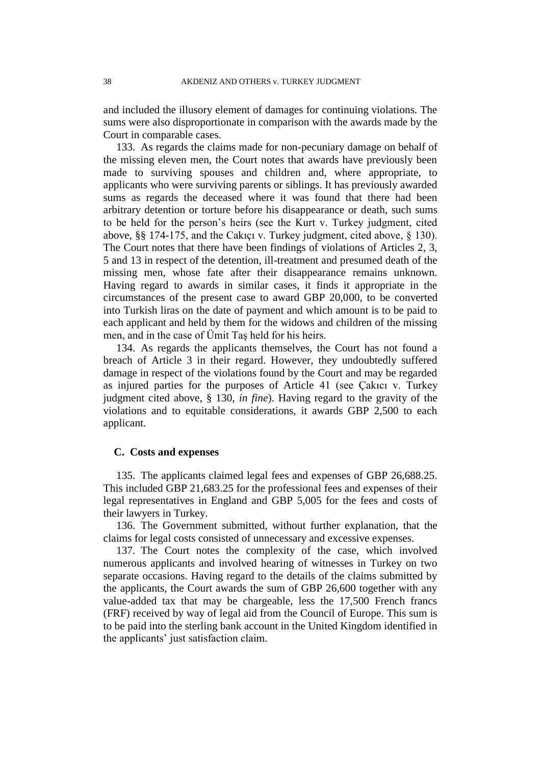and included the illusory element of damages for continuing violations. The sums were also disproportionate in comparison with the awards made by the Court in comparable cases.

133. As regards the claims made for non-pecuniary damage on behalf of the missing eleven men, the Court notes that awards have previously been made to surviving spouses and children and, where appropriate, to applicants who were surviving parents or siblings. It has previously awarded sums as regards the deceased where it was found that there had been arbitrary detention or torture before his disappearance or death, such sums to be held for the person's heirs (see the Kurt v. Turkey judgment, cited above, §§ 174-175, and the Cakıçı v. Turkey judgment, cited above, § 130). The Court notes that there have been findings of violations of Articles 2, 3, 5 and 13 in respect of the detention, ill-treatment and presumed death of the missing men, whose fate after their disappearance remains unknown. Having regard to awards in similar cases, it finds it appropriate in the circumstances of the present case to award GBP 20,000, to be converted into Turkish liras on the date of payment and which amount is to be paid to each applicant and held by them for the widows and children of the missing men, and in the case of Ümit Taş held for his heirs.

134. As regards the applicants themselves, the Court has not found a breach of Article 3 in their regard. However, they undoubtedly suffered damage in respect of the violations found by the Court and may be regarded as injured parties for the purposes of Article 41 (see Çakıcı v. Turkey judgment cited above, § 130, *in fine*). Having regard to the gravity of the violations and to equitable considerations, it awards GBP 2,500 to each applicant.

### C. Costs and expenses

135. The applicants claimed legal fees and expenses of GBP 26,688.25. This included GBP 21,683.25 for the professional fees and expenses of their legal representatives in England and GBP 5,005 for the fees and costs of their lawyers in Turkey.

136. The Government submitted, without further explanation, that the claims for legal costs consisted of unnecessary and excessive expenses.

137. The Court notes the complexity of the case, which involved numerous applicants and involved hearing of witnesses in Turkey on two separate occasions. Having regard to the details of the claims submitted by the applicants, the Court awards the sum of GBP 26,600 together with any value-added tax that may be chargeable, less the 17,500 French francs (FRF) received by way of legal aid from the Council of Europe. This sum is to be paid into the sterling bank account in the United Kingdom identified in the applicants' just satisfaction claim.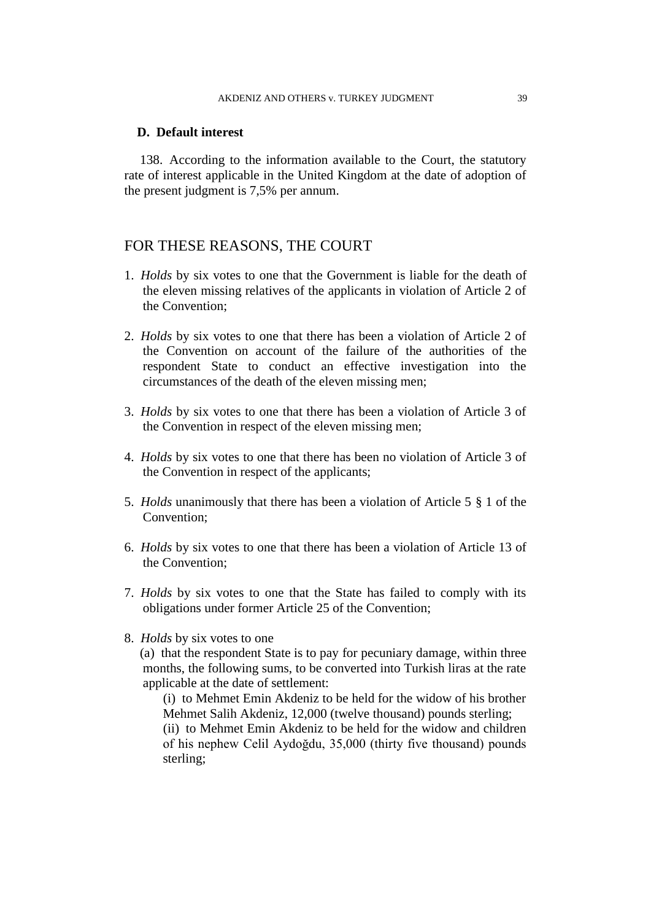### D. Default interest

138. According to the information available to the Court, the statutory rate of interest applicable in the United Kingdom at the date of adoption of the present judgment is 7,5% per annum.

## FOR THESE REASONS, THE COURT

1. *Holds* by six votes to one that the Government is liable for the death of the eleven missing relatives of the applicants in violation of Article 2 of the Convention;

2. *Holds* by six votes to one that there has been a violation of Article 2 of the Convention on account of the failure of the authorities of the respondent State to conduct an effective investigation into the circumstances of the death of the eleven missing men;

3. *Holds* by six votes to one that there has been a violation of Article 3 of the Convention in respect of the eleven missing men;

4. *Holds* by six votes to one that there has been no violation of Article 3 of the Convention in respect of the applicants;

5. *Holds* unanimously that there has been a violation of Article 5 § 1 of the Convention;

6. *Holds* by six votes to one that there has been a violation of Article 13 of the Convention;

7. *Holds* by six votes to one that the State has failed to comply with its obligations under former Article 25 of the Convention;

8. *Holds* by six votes to one

   (a) that the respondent State is to pay for pecuniary damage, within three months, the following sums, to be converted into Turkish liras at the rate applicable at the date of settlement:

   (i) to Mehmet Emin Akdeniz to be held for the widow of his brother Mehmet Salih Akdeniz, 12,000 (twelve thousand) pounds sterling;

   (ii) to Mehmet Emin Akdeniz to be held for the widow and children of his nephew Celil Aydoğdu, 35,000 (thirty five thousand) pounds sterling;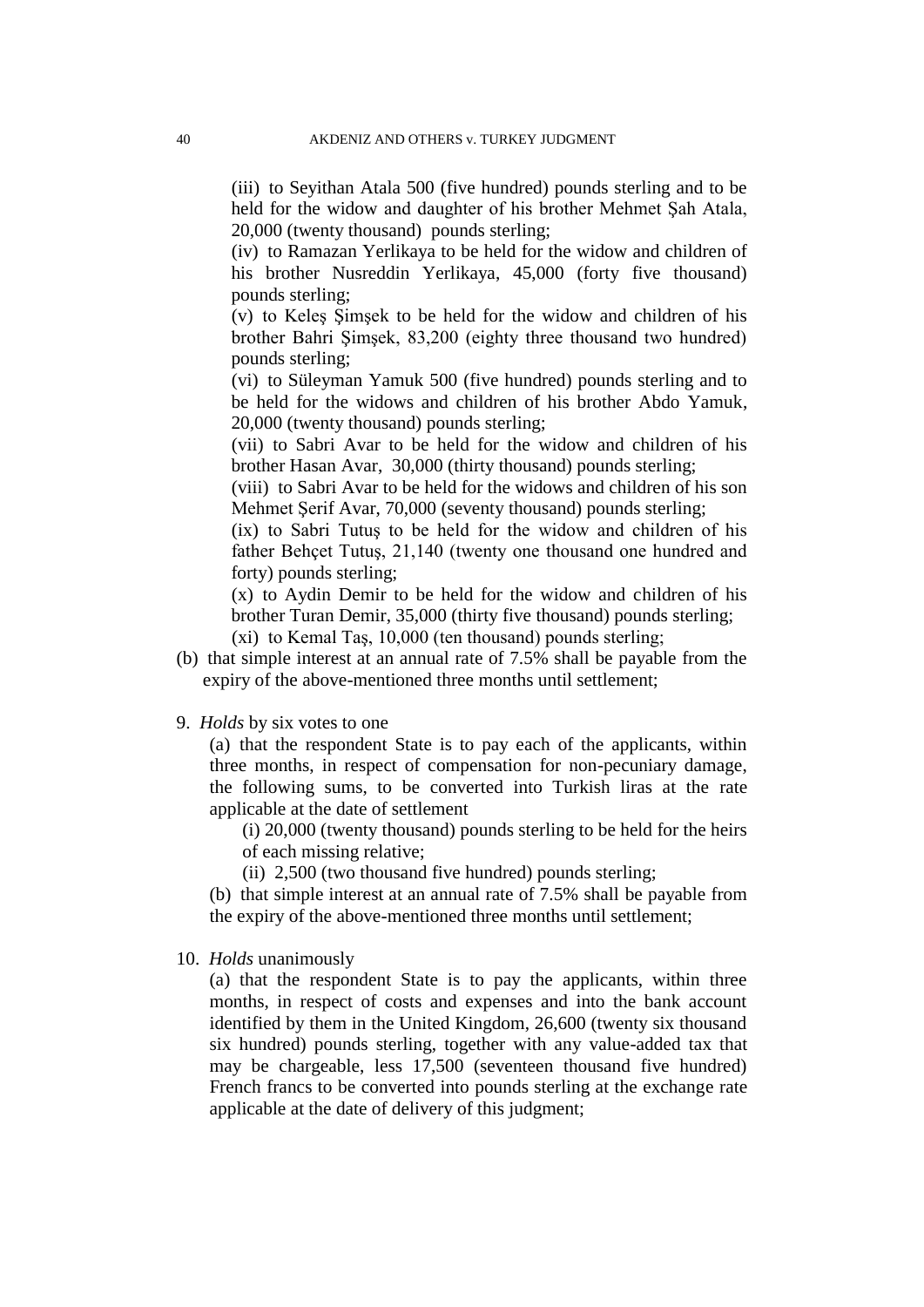(iii) to Seyithan Atala 500 (five hundred) pounds sterling and to be held for the widow and daughter of his brother Mehmet Şah Atala, 20,000 (twenty thousand) pounds sterling;

(iv) to Ramazan Yerlikaya to be held for the widow and children of his brother Nusreddin Yerlikaya, 45,000 (forty five thousand) pounds sterling;

(v) to Keleş Şimşek to be held for the widow and children of his brother Bahri Şimşek, 83,200 (eighty three thousand two hundred) pounds sterling;

(vi) to Süleyman Yamuk 500 (five hundred) pounds sterling and to be held for the widows and children of his brother Abdo Yamuk, 20,000 (twenty thousand) pounds sterling;

(vii) to Sabri Avar to be held for the widow and children of his brother Hasan Avar, 30,000 (thirty thousand) pounds sterling;

(viii) to Sabri Avar to be held for the widows and children of his son Mehmet Şerif Avar, 70,000 (seventy thousand) pounds sterling;

(ix) to Sabri Tutuş to be held for the widow and children of his father Behçet Tutuş, 21,140 (twenty one thousand one hundred and forty) pounds sterling;

(x) to Aydin Demir to be held for the widow and children of his brother Turan Demir, 35,000 (thirty five thousand) pounds sterling;

(xi) to Kemal Taş, 10,000 (ten thousand) pounds sterling;

(b) that simple interest at an annual rate of 7.5% shall be payable from the expiry of the above-mentioned three months until settlement;

9. *Holds* by six votes to one

(a) that the respondent State is to pay each of the applicants, within three months, in respect of compensation for non-pecuniary damage, the following sums, to be converted into Turkish liras at the rate applicable at the date of settlement

(i) 20,000 (twenty thousand) pounds sterling to be held for the heirs of each missing relative;

(ii) 2,500 (two thousand five hundred) pounds sterling;

(b) that simple interest at an annual rate of 7.5% shall be payable from the expiry of the above-mentioned three months until settlement;

10. *Holds* unanimously

(a) that the respondent State is to pay the applicants, within three months, in respect of costs and expenses and into the bank account identified by them in the United Kingdom, 26,600 (twenty six thousand six hundred) pounds sterling, together with any value-added tax that may be chargeable, less 17,500 (seventeen thousand five hundred) French francs to be converted into pounds sterling at the exchange rate applicable at the date of delivery of this judgment;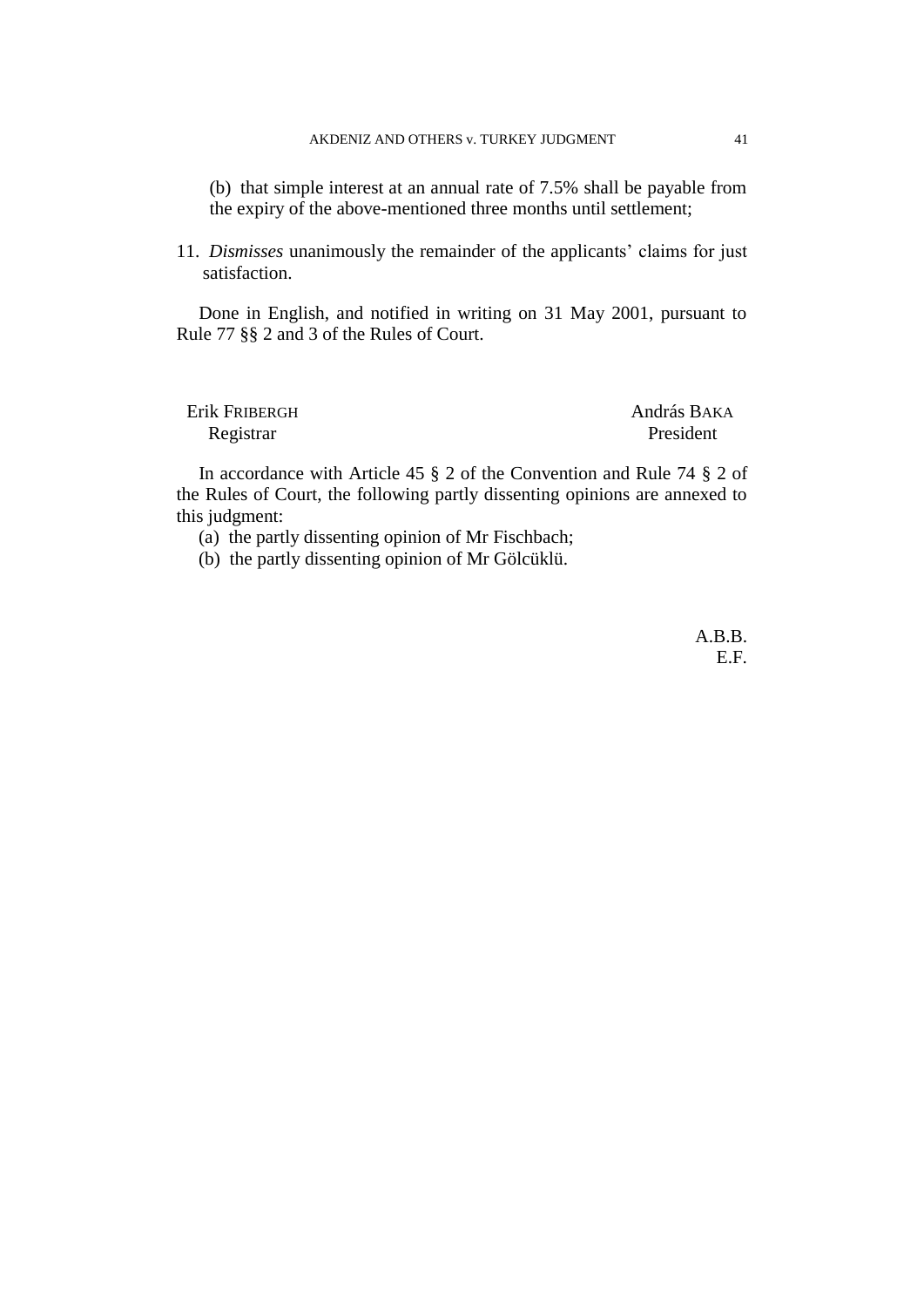(b) that simple interest at an annual rate of 7.5% shall be payable from the expiry of the above-mentioned three months until settlement;

11. *Dismisses* unanimously the remainder of the applicants' claims for just satisfaction.

Done in English, and notified in writing on 31 May 2001, pursuant to Rule 77 §§ 2 and 3 of the Rules of Court.

Erik FRIBERGH
Registrar

András BAKA
President

In accordance with Article 45 § 2 of the Convention and Rule 74 § 2 of the Rules of Court, the following partly dissenting opinions are annexed to this judgment:

(a) the partly dissenting opinion of Mr Fischbach;
(b) the partly dissenting opinion of Mr Gölcüklü.

A.B.B.
E.F.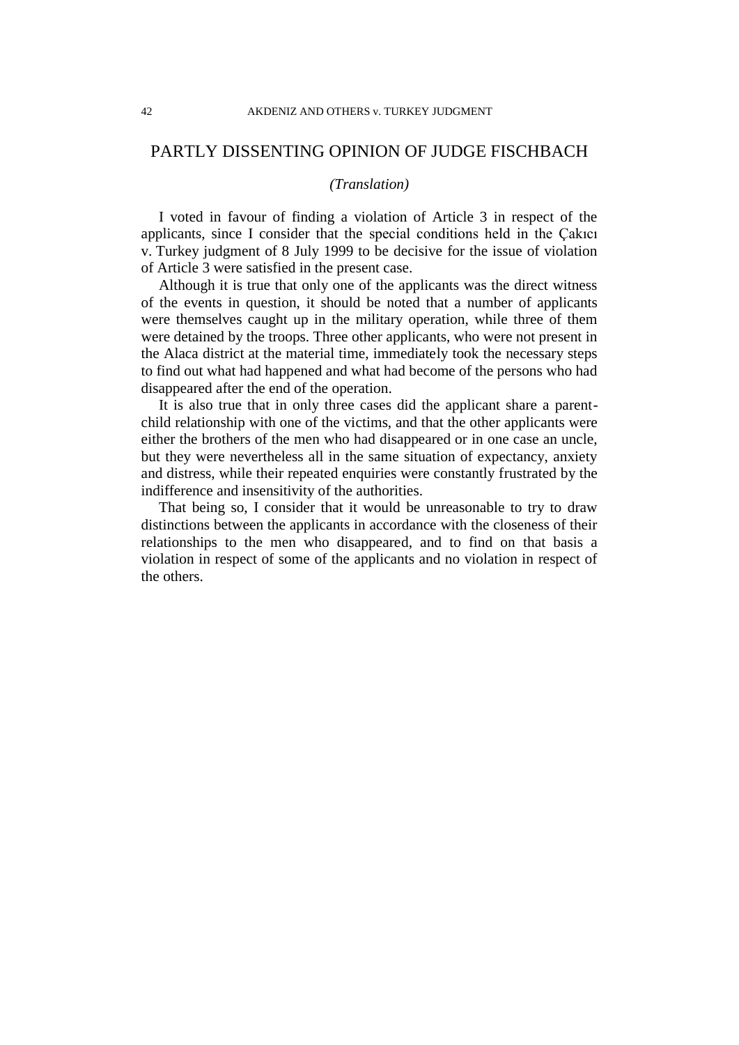## PARTLY DISSENTING OPINION OF JUDGE FISCHBACH

*(Translation)*

I voted in favour of finding a violation of Article 3 in respect of the applicants, since I consider that the special conditions held in the Çakıcı v. Turkey judgment of 8 July 1999 to be decisive for the issue of violation of Article 3 were satisfied in the present case.

Although it is true that only one of the applicants was the direct witness of the events in question, it should be noted that a number of applicants were themselves caught up in the military operation, while three of them were detained by the troops. Three other applicants, who were not present in the Alaca district at the material time, immediately took the necessary steps to find out what had happened and what had become of the persons who had disappeared after the end of the operation.

It is also true that in only three cases did the applicant share a parent-child relationship with one of the victims, and that the other applicants were either the brothers of the men who had disappeared or in one case an uncle, but they were nevertheless all in the same situation of expectancy, anxiety and distress, while their repeated enquiries were constantly frustrated by the indifference and insensitivity of the authorities.

That being so, I consider that it would be unreasonable to try to draw distinctions between the applicants in accordance with the closeness of their relationships to the men who disappeared, and to find on that basis a violation in respect of some of the applicants and no violation in respect of the others.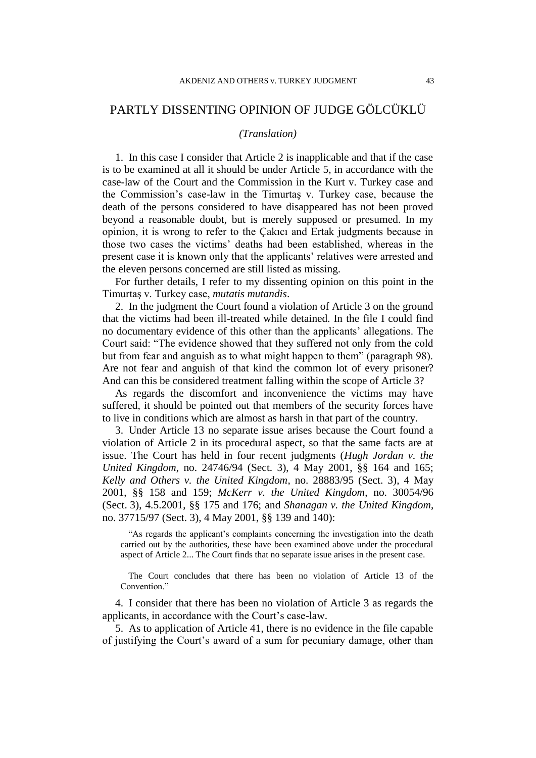# PARTLY DISSENTING OPINION OF JUDGE GÖLCÜKLÜ

*(Translation)*

1. In this case I consider that Article 2 is inapplicable and that if the case is to be examined at all it should be under Article 5, in accordance with the case-law of the Court and the Commission in the Kurt v. Turkey case and the Commission's case-law in the Timurtaş v. Turkey case, because the death of the persons considered to have disappeared has not been proved beyond a reasonable doubt, but is merely supposed or presumed. In my opinion, it is wrong to refer to the Çakıcı and Ertak judgments because in those two cases the victims' deaths had been established, whereas in the present case it is known only that the applicants' relatives were arrested and the eleven persons concerned are still listed as missing.

For further details, I refer to my dissenting opinion on this point in the Timurtaş v. Turkey case, *mutatis mutandis*.

2. In the judgment the Court found a violation of Article 3 on the ground that the victims had been ill-treated while detained. In the file I could find no documentary evidence of this other than the applicants' allegations. The Court said: "The evidence showed that they suffered not only from the cold but from fear and anguish as to what might happen to them" (paragraph 98). Are not fear and anguish of that kind the common lot of every prisoner? And can this be considered treatment falling within the scope of Article 3?

As regards the discomfort and inconvenience the victims may have suffered, it should be pointed out that members of the security forces have to live in conditions which are almost as harsh in that part of the country.

3. Under Article 13 no separate issue arises because the Court found a violation of Article 2 in its procedural aspect, so that the same facts are at issue. The Court has held in four recent judgments (*Hugh Jordan v. the United Kingdom*, no. 24746/94 (Sect. 3), 4 May 2001, §§ 164 and 165; *Kelly and Others v. the United Kingdom*, no. 28883/95 (Sect. 3), 4 May 2001, §§ 158 and 159; *McKerr v. the United Kingdom*, no. 30054/96 (Sect. 3), 4.5.2001, §§ 175 and 176; and *Shanagan v. the United Kingdom*, no. 37715/97 (Sect. 3), 4 May 2001, §§ 139 and 140):

> "As regards the applicant's complaints concerning the investigation into the death carried out by the authorities, these have been examined above under the procedural aspect of Article 2... The Court finds that no separate issue arises in the present case.
>
> The Court concludes that there has been no violation of Article 13 of the Convention."

4. I consider that there has been no violation of Article 3 as regards the applicants, in accordance with the Court's case-law.

5. As to application of Article 41, there is no evidence in the file capable of justifying the Court's award of a sum for pecuniary damage, other than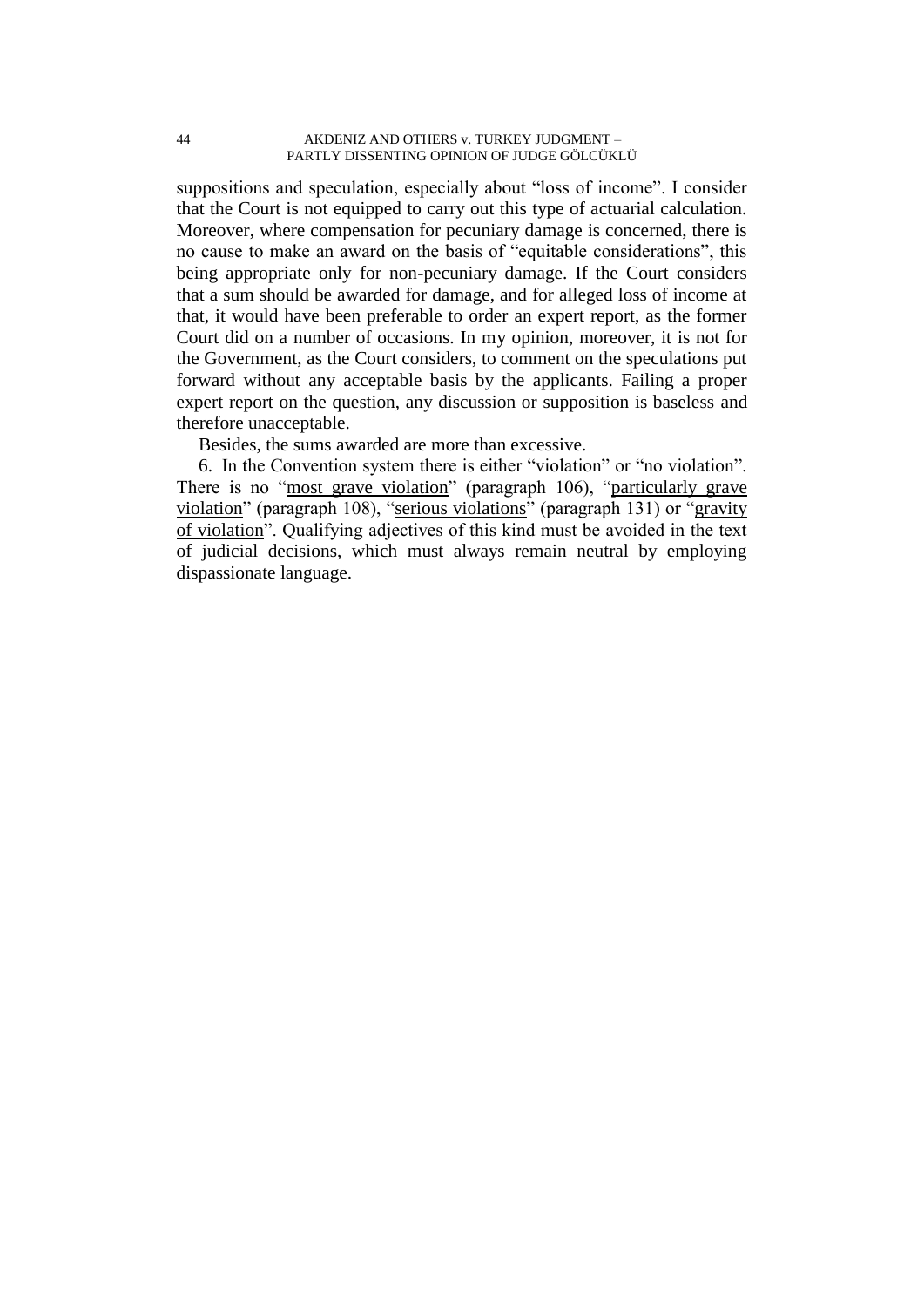suppositions and speculation, especially about "loss of income". I consider that the Court is not equipped to carry out this type of actuarial calculation. Moreover, where compensation for pecuniary damage is concerned, there is no cause to make an award on the basis of "equitable considerations", this being appropriate only for non-pecuniary damage. If the Court considers that a sum should be awarded for damage, and for alleged loss of income at that, it would have been preferable to order an expert report, as the former Court did on a number of occasions. In my opinion, moreover, it is not for the Government, as the Court considers, to comment on the speculations put forward without any acceptable basis by the applicants. Failing a proper expert report on the question, any discussion or supposition is baseless and therefore unacceptable.

Besides, the sums awarded are more than excessive.

6. In the Convention system there is either "violation" or "no violation". There is no "<u>most grave violation</u>" (paragraph 106), "<u>particularly grave violation</u>" (paragraph 108), "<u>serious violations</u>" (paragraph 131) or "<u>gravity of violation</u>". Qualifying adjectives of this kind must be avoided in the text of judicial decisions, which must always remain neutral by employing dispassionate language.